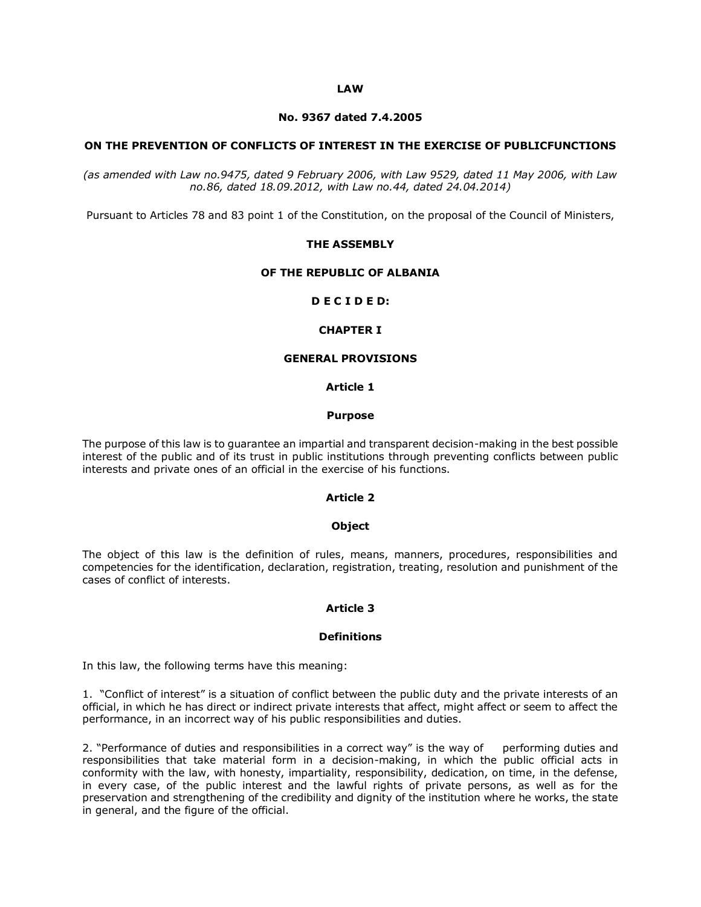# LAW

## No. 9367 dated 7.4.2005

## ON THE PREVENTION OF CONFLICTS OF INTEREST IN THE EXERCISE OF PUBLICFUNCTIONS

*(as amended with Law no.9475, dated 9 February 2006, with Law 9529, dated 11 May 2006, with Law no.86, dated 18.09.2012, with Law no.44, dated 24.04.2014)*

Pursuant to Articles 78 and 83 point 1 of the Constitution, on the proposal of the Council of Ministers,

**THE ASSEMBLY**

**OF THE REPUBLIC OF ALBANIA**

**D E C I D E D:**

## CHAPTER I

## GENERAL PROVISIONS

### Article 1

### Purpose

The purpose of this law is to guarantee an impartial and transparent decision-making in the best possible interest of the public and of its trust in public institutions through preventing conflicts between public interests and private ones of an official in the exercise of his functions.

### Article 2

### Object

The object of this law is the definition of rules, means, manners, procedures, responsibilities and competencies for the identification, declaration, registration, treating, resolution and punishment of the cases of conflict of interests.

### Article 3

### Definitions

In this law, the following terms have this meaning:

1. "Conflict of interest" is a situation of conflict between the public duty and the private interests of an official, in which he has direct or indirect private interests that affect, might affect or seem to affect the performance, in an incorrect way of his public responsibilities and duties.

2. "Performance of duties and responsibilities in a correct way" is the way of performing duties and responsibilities that take material form in a decision-making, in which the public official acts in conformity with the law, with honesty, impartiality, responsibility, dedication, on time, in the defense, in every case, of the public interest and the lawful rights of private persons, as well as for the preservation and strengthening of the credibility and dignity of the institution where he works, the state in general, and the figure of the official.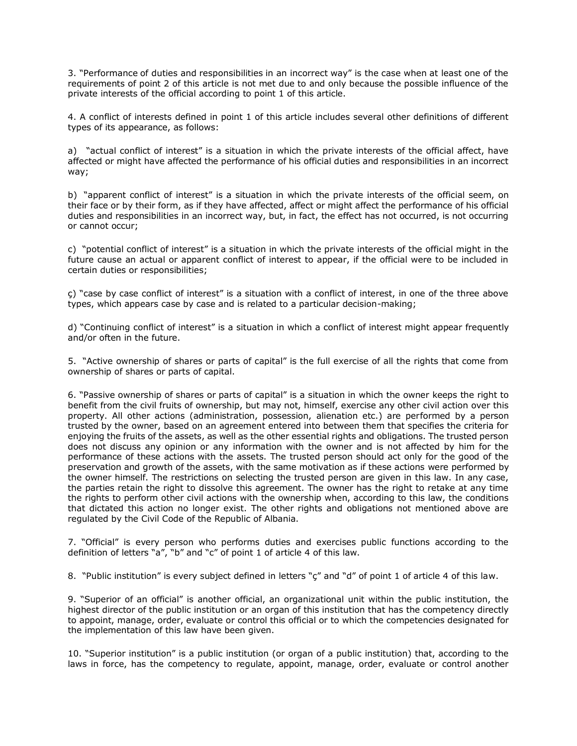3. "Performance of duties and responsibilities in an incorrect way" is the case when at least one of the requirements of point 2 of this article is not met due to and only because the possible influence of the private interests of the official according to point 1 of this article.

4. A conflict of interests defined in point 1 of this article includes several other definitions of different types of its appearance, as follows:

a) "actual conflict of interest" is a situation in which the private interests of the official affect, have affected or might have affected the performance of his official duties and responsibilities in an incorrect way;

b) "apparent conflict of interest" is a situation in which the private interests of the official seem, on their face or by their form, as if they have affected, affect or might affect the performance of his official duties and responsibilities in an incorrect way, but, in fact, the effect has not occurred, is not occurring or cannot occur;

c) "potential conflict of interest" is a situation in which the private interests of the official might in the future cause an actual or apparent conflict of interest to appear, if the official were to be included in certain duties or responsibilities;

ç) "case by case conflict of interest" is a situation with a conflict of interest, in one of the three above types, which appears case by case and is related to a particular decision-making;

d) "Continuing conflict of interest" is a situation in which a conflict of interest might appear frequently and/or often in the future.

5. "Active ownership of shares or parts of capital" is the full exercise of all the rights that come from ownership of shares or parts of capital.

6. "Passive ownership of shares or parts of capital" is a situation in which the owner keeps the right to benefit from the civil fruits of ownership, but may not, himself, exercise any other civil action over this property. All other actions (administration, possession, alienation etc.) are performed by a person trusted by the owner, based on an agreement entered into between them that specifies the criteria for enjoying the fruits of the assets, as well as the other essential rights and obligations. The trusted person does not discuss any opinion or any information with the owner and is not affected by him for the performance of these actions with the assets. The trusted person should act only for the good of the preservation and growth of the assets, with the same motivation as if these actions were performed by the owner himself. The restrictions on selecting the trusted person are given in this law. In any case, the parties retain the right to dissolve this agreement. The owner has the right to retake at any time the rights to perform other civil actions with the ownership when, according to this law, the conditions that dictated this action no longer exist. The other rights and obligations not mentioned above are regulated by the Civil Code of the Republic of Albania.

7. "Official" is every person who performs duties and exercises public functions according to the definition of letters "a", "b" and "c" of point 1 of article 4 of this law.

8. "Public institution" is every subject defined in letters "ç" and "d" of point 1 of article 4 of this law.

9. "Superior of an official" is another official, an organizational unit within the public institution, the highest director of the public institution or an organ of this institution that has the competency directly to appoint, manage, order, evaluate or control this official or to which the competencies designated for the implementation of this law have been given.

10. "Superior institution" is a public institution (or organ of a public institution) that, according to the laws in force, has the competency to regulate, appoint, manage, order, evaluate or control another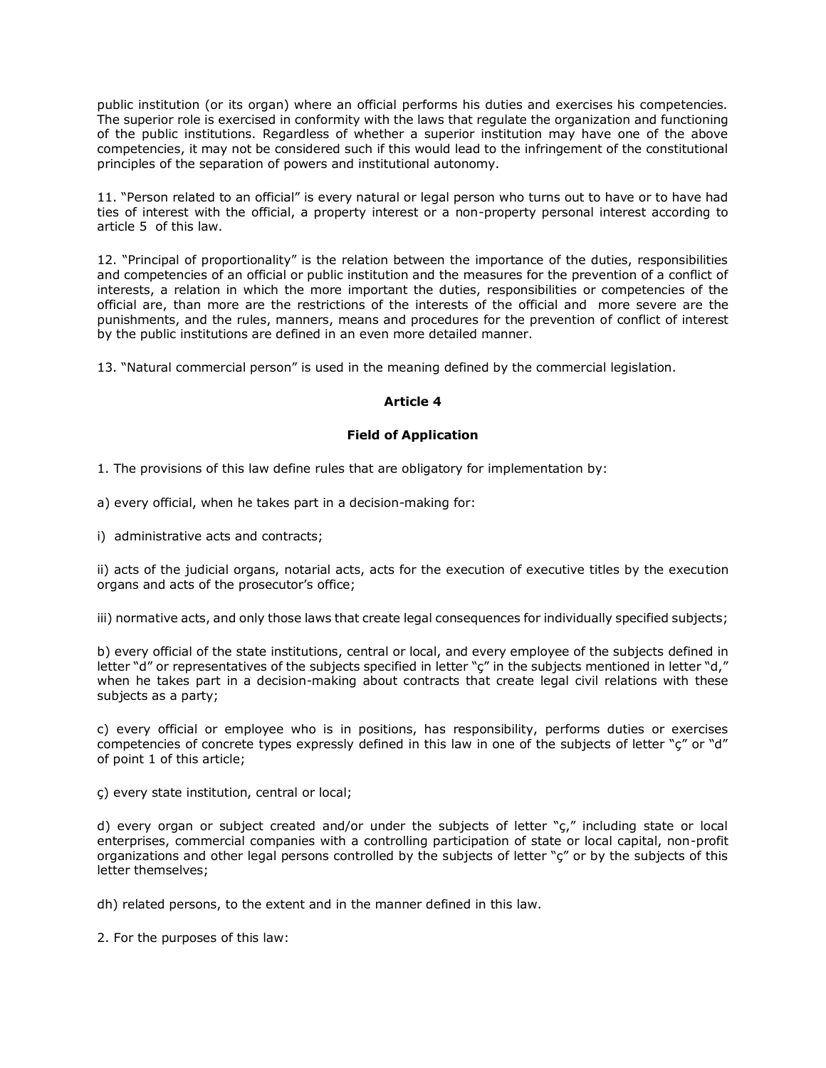public institution (or its organ) where an official performs his duties and exercises his competencies. The superior role is exercised in conformity with the laws that regulate the organization and functioning of the public institutions. Regardless of whether a superior institution may have one of the above competencies, it may not be considered such if this would lead to the infringement of the constitutional principles of the separation of powers and institutional autonomy.

11. "Person related to an official" is every natural or legal person who turns out to have or to have had ties of interest with the official, a property interest or a non-property personal interest according to article 5 of this law.

12. "Principal of proportionality" is the relation between the importance of the duties, responsibilities and competencies of an official or public institution and the measures for the prevention of a conflict of interests, a relation in which the more important the duties, responsibilities or competencies of the official are, than more are the restrictions of the interests of the official and more severe are the punishments, and the rules, manners, means and procedures for the prevention of conflict of interest by the public institutions are defined in an even more detailed manner.

13. "Natural commercial person" is used in the meaning defined by the commercial legislation.

**Article 4**

**Field of Application**

1. The provisions of this law define rules that are obligatory for implementation by:

a) every official, when he takes part in a decision-making for:

i) administrative acts and contracts;

ii) acts of the judicial organs, notarial acts, acts for the execution of executive titles by the execution organs and acts of the prosecutor's office;

iii) normative acts, and only those laws that create legal consequences for individually specified subjects;

b) every official of the state institutions, central or local, and every employee of the subjects defined in letter "d" or representatives of the subjects specified in letter "ç" in the subjects mentioned in letter "d," when he takes part in a decision-making about contracts that create legal civil relations with these subjects as a party;

c) every official or employee who is in positions, has responsibility, performs duties or exercises competencies of concrete types expressly defined in this law in one of the subjects of letter "ç" or "d" of point 1 of this article;

ç) every state institution, central or local;

d) every organ or subject created and/or under the subjects of letter "ç," including state or local enterprises, commercial companies with a controlling participation of state or local capital, non-profit organizations and other legal persons controlled by the subjects of letter "ç" or by the subjects of this letter themselves;

dh) related persons, to the extent and in the manner defined in this law.

2. For the purposes of this law: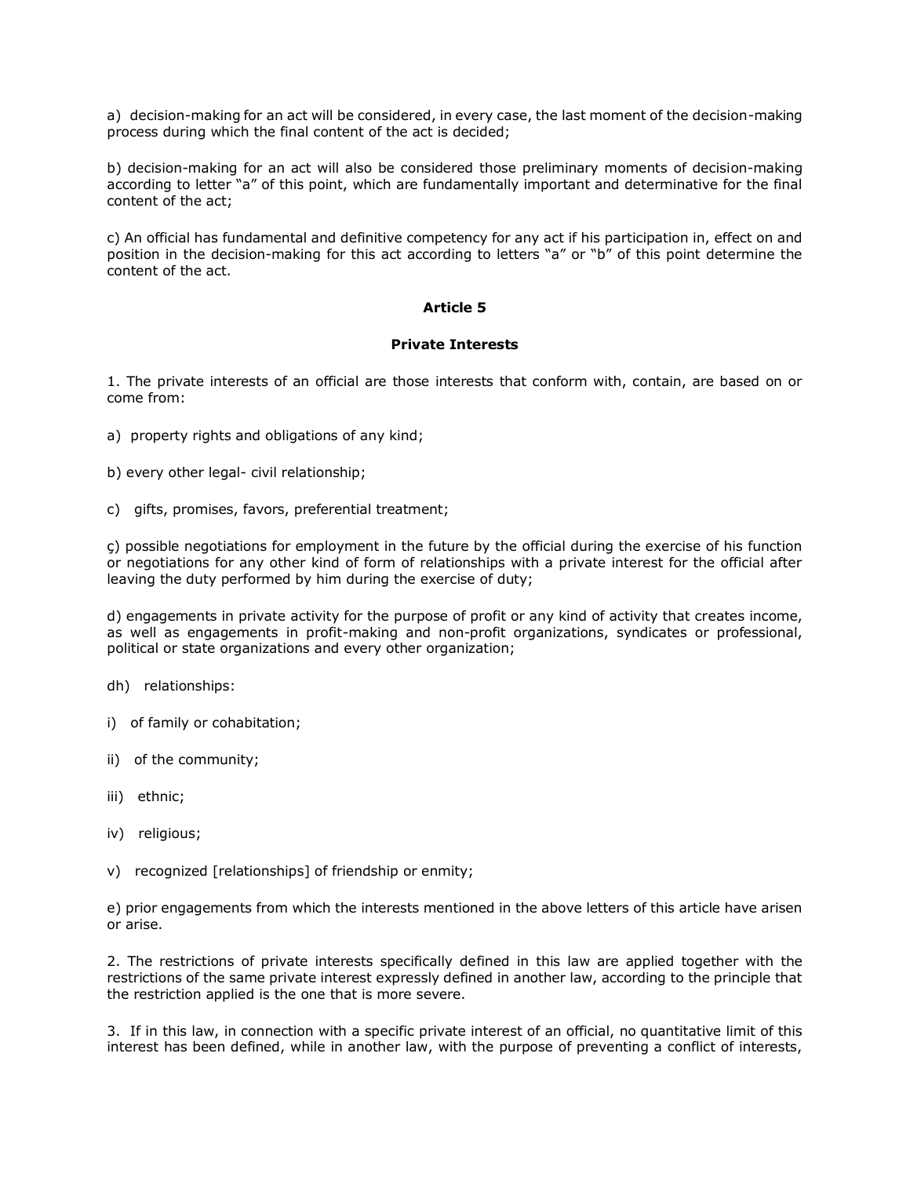a) decision-making for an act will be considered, in every case, the last moment of the decision-making process during which the final content of the act is decided;

b) decision-making for an act will also be considered those preliminary moments of decision-making according to letter "a" of this point, which are fundamentally important and determinative for the final content of the act;

c) An official has fundamental and definitive competency for any act if his participation in, effect on and position in the decision-making for this act according to letters "a" or "b" of this point determine the content of the act.

**Article 5**

**Private Interests**

1. The private interests of an official are those interests that conform with, contain, are based on or come from:

a) property rights and obligations of any kind;

b) every other legal- civil relationship;

c) gifts, promises, favors, preferential treatment;

ç) possible negotiations for employment in the future by the official during the exercise of his function or negotiations for any other kind of form of relationships with a private interest for the official after leaving the duty performed by him during the exercise of duty;

d) engagements in private activity for the purpose of profit or any kind of activity that creates income, as well as engagements in profit-making and non-profit organizations, syndicates or professional, political or state organizations and every other organization;

dh) relationships:

i) of family or cohabitation;

ii) of the community;

iii) ethnic;

iv) religious;

v) recognized [relationships] of friendship or enmity;

e) prior engagements from which the interests mentioned in the above letters of this article have arisen or arise.

2. The restrictions of private interests specifically defined in this law are applied together with the restrictions of the same private interest expressly defined in another law, according to the principle that the restriction applied is the one that is more severe.

3. If in this law, in connection with a specific private interest of an official, no quantitative limit of this interest has been defined, while in another law, with the purpose of preventing a conflict of interests,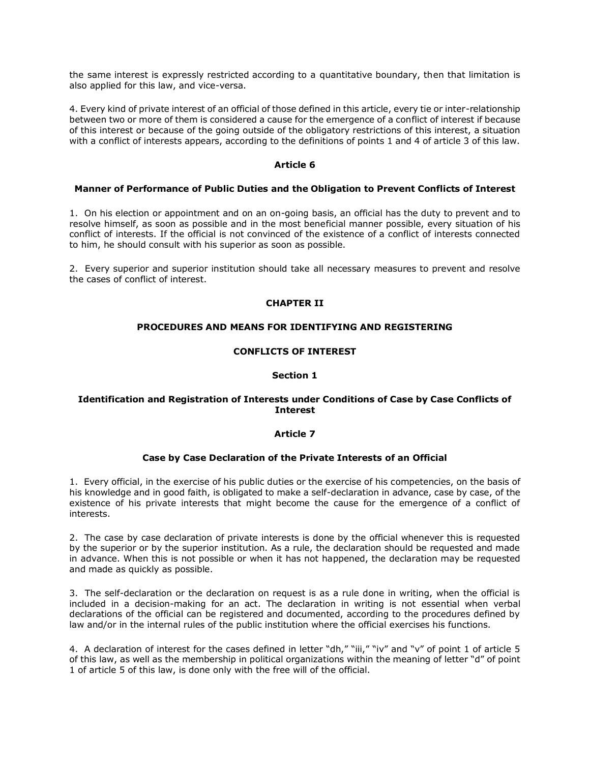the same interest is expressly restricted according to a quantitative boundary, then that limitation is also applied for this law, and vice-versa.

4. Every kind of private interest of an official of those defined in this article, every tie or inter-relationship between two or more of them is considered a cause for the emergence of a conflict of interest if because of this interest or because of the going outside of the obligatory restrictions of this interest, a situation with a conflict of interests appears, according to the definitions of points 1 and 4 of article 3 of this law.

### Article 6

**Manner of Performance of Public Duties and the Obligation to Prevent Conflicts of Interest**

1. On his election or appointment and on an on-going basis, an official has the duty to prevent and to resolve himself, as soon as possible and in the most beneficial manner possible, every situation of his conflict of interests. If the official is not convinced of the existence of a conflict of interests connected to him, he should consult with his superior as soon as possible.

2. Every superior and superior institution should take all necessary measures to prevent and resolve the cases of conflict of interest.

## CHAPTER II

## PROCEDURES AND MEANS FOR IDENTIFYING AND REGISTERING CONFLICTS OF INTEREST

### Section 1

### Identification and Registration of Interests under Conditions of Case by Case Conflicts of Interest

### Article 7

**Case by Case Declaration of the Private Interests of an Official**

1. Every official, in the exercise of his public duties or the exercise of his competencies, on the basis of his knowledge and in good faith, is obligated to make a self-declaration in advance, case by case, of the existence of his private interests that might become the cause for the emergence of a conflict of interests.

2. The case by case declaration of private interests is done by the official whenever this is requested by the superior or by the superior institution. As a rule, the declaration should be requested and made in advance. When this is not possible or when it has not happened, the declaration may be requested and made as quickly as possible.

3. The self-declaration or the declaration on request is as a rule done in writing, when the official is included in a decision-making for an act. The declaration in writing is not essential when verbal declarations of the official can be registered and documented, according to the procedures defined by law and/or in the internal rules of the public institution where the official exercises his functions.

4. A declaration of interest for the cases defined in letter "dh," "iii," "iv" and "v" of point 1 of article 5 of this law, as well as the membership in political organizations within the meaning of letter "d" of point 1 of article 5 of this law, is done only with the free will of the official.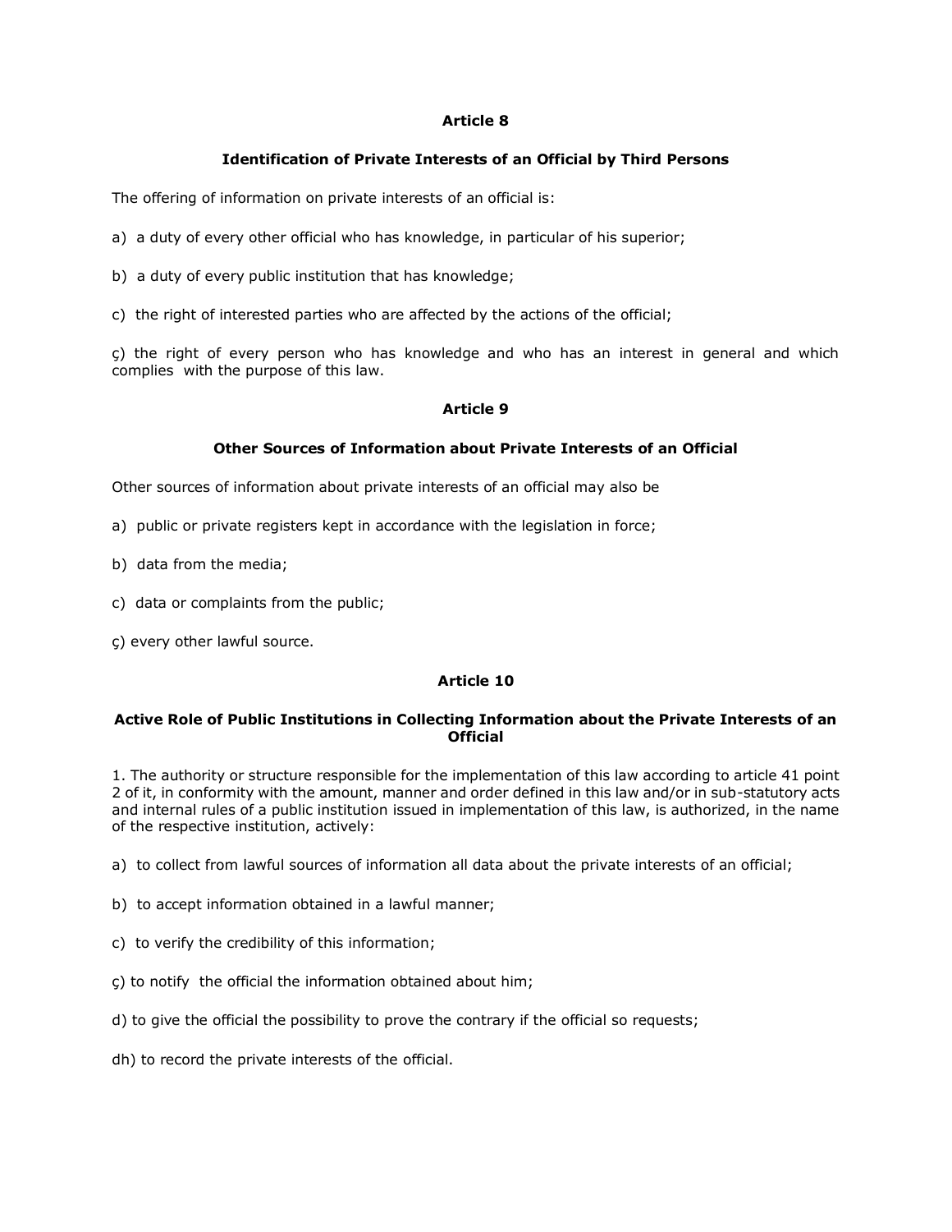## Article 8

### Identification of Private Interests of an Official by Third Persons

The offering of information on private interests of an official is:

a) a duty of every other official who has knowledge, in particular of his superior;

b) a duty of every public institution that has knowledge;

c) the right of interested parties who are affected by the actions of the official;

ç) the right of every person who has knowledge and who has an interest in general and which complies with the purpose of this law.

## Article 9

### Other Sources of Information about Private Interests of an Official

Other sources of information about private interests of an official may also be

a) public or private registers kept in accordance with the legislation in force;

b) data from the media;

c) data or complaints from the public;

ç) every other lawful source.

## Article 10

### Active Role of Public Institutions in Collecting Information about the Private Interests of an Official

1. The authority or structure responsible for the implementation of this law according to article 41 point 2 of it, in conformity with the amount, manner and order defined in this law and/or in sub-statutory acts and internal rules of a public institution issued in implementation of this law, is authorized, in the name of the respective institution, actively:

a) to collect from lawful sources of information all data about the private interests of an official;

b) to accept information obtained in a lawful manner;

c) to verify the credibility of this information;

ç) to notify the official the information obtained about him;

d) to give the official the possibility to prove the contrary if the official so requests;

dh) to record the private interests of the official.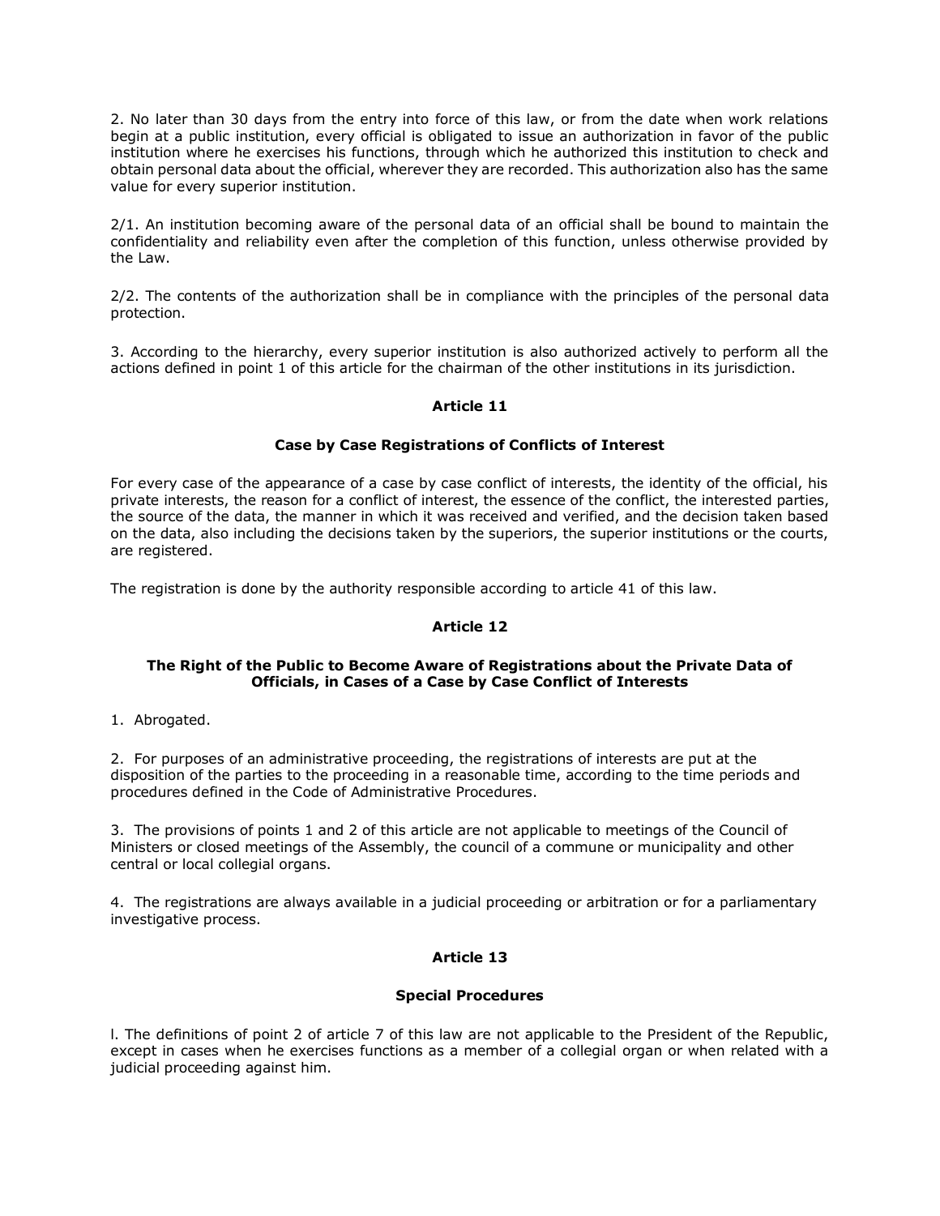2. No later than 30 days from the entry into force of this law, or from the date when work relations begin at a public institution, every official is obligated to issue an authorization in favor of the public institution where he exercises his functions, through which he authorized this institution to check and obtain personal data about the official, wherever they are recorded. This authorization also has the same value for every superior institution.

2/1. An institution becoming aware of the personal data of an official shall be bound to maintain the confidentiality and reliability even after the completion of this function, unless otherwise provided by the Law.

2/2. The contents of the authorization shall be in compliance with the principles of the personal data protection.

3. According to the hierarchy, every superior institution is also authorized actively to perform all the actions defined in point 1 of this article for the chairman of the other institutions in its jurisdiction.

### Article 11

### Case by Case Registrations of Conflicts of Interest

For every case of the appearance of a case by case conflict of interests, the identity of the official, his private interests, the reason for a conflict of interest, the essence of the conflict, the interested parties, the source of the data, the manner in which it was received and verified, and the decision taken based on the data, also including the decisions taken by the superiors, the superior institutions or the courts, are registered.

The registration is done by the authority responsible according to article 41 of this law.

### Article 12

### The Right of the Public to Become Aware of Registrations about the Private Data of Officials, in Cases of a Case by Case Conflict of Interests

1. Abrogated.

2. For purposes of an administrative proceeding, the registrations of interests are put at the disposition of the parties to the proceeding in a reasonable time, according to the time periods and procedures defined in the Code of Administrative Procedures.

3. The provisions of points 1 and 2 of this article are not applicable to meetings of the Council of Ministers or closed meetings of the Assembly, the council of a commune or municipality and other central or local collegial organs.

4. The registrations are always available in a judicial proceeding or arbitration or for a parliamentary investigative process.

### Article 13

### Special Procedures

l. The definitions of point 2 of article 7 of this law are not applicable to the President of the Republic, except in cases when he exercises functions as a member of a collegial organ or when related with a judicial proceeding against him.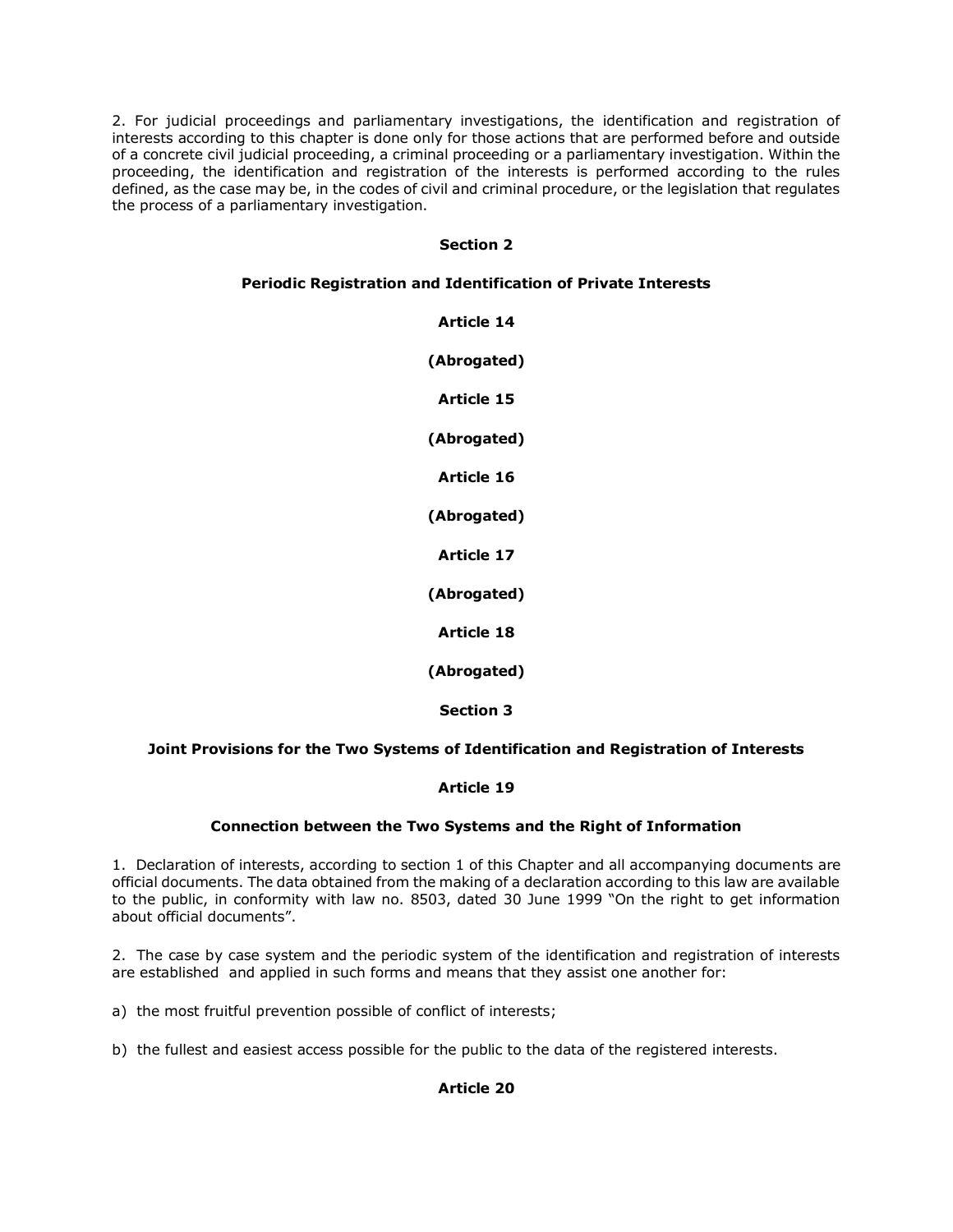2. For judicial proceedings and parliamentary investigations, the identification and registration of interests according to this chapter is done only for those actions that are performed before and outside of a concrete civil judicial proceeding, a criminal proceeding or a parliamentary investigation. Within the proceeding, the identification and registration of the interests is performed according to the rules defined, as the case may be, in the codes of civil and criminal procedure, or the legislation that regulates the process of a parliamentary investigation.

## Section 2

## Periodic Registration and Identification of Private Interests

### Article 14

**(Abrogated)**

### Article 15

**(Abrogated)**

### Article 16

**(Abrogated)**

### Article 17

**(Abrogated)**

### Article 18

**(Abrogated)**

## Section 3

## Joint Provisions for the Two Systems of Identification and Registration of Interests

### Article 19

### Connection between the Two Systems and the Right of Information

1. Declaration of interests, according to section 1 of this Chapter and all accompanying documents are official documents. The data obtained from the making of a declaration according to this law are available to the public, in conformity with law no. 8503, dated 30 June 1999 "On the right to get information about official documents".

2. The case by case system and the periodic system of the identification and registration of interests are established and applied in such forms and means that they assist one another for:

a) the most fruitful prevention possible of conflict of interests;

b) the fullest and easiest access possible for the public to the data of the registered interests.

### Article 20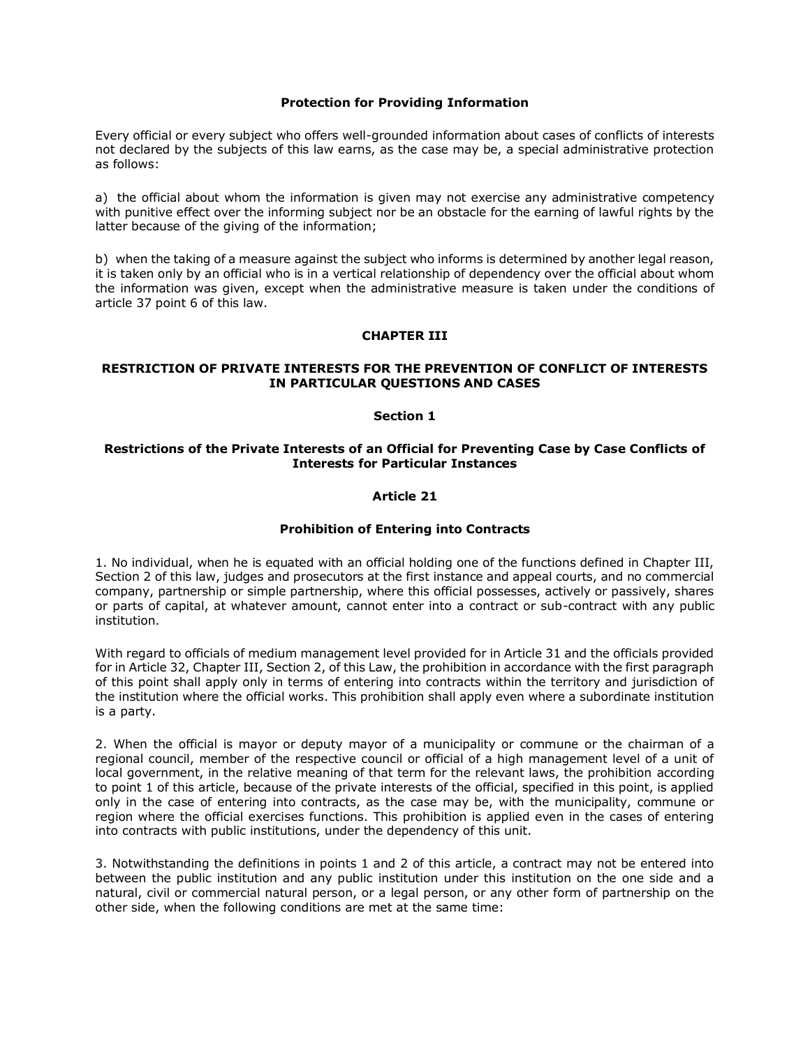**Protection for Providing Information**

Every official or every subject who offers well-grounded information about cases of conflicts of interests not declared by the subjects of this law earns, as the case may be, a special administrative protection as follows:

a) the official about whom the information is given may not exercise any administrative competency with punitive effect over the informing subject nor be an obstacle for the earning of lawful rights by the latter because of the giving of the information;

b) when the taking of a measure against the subject who informs is determined by another legal reason, it is taken only by an official who is in a vertical relationship of dependency over the official about whom the information was given, except when the administrative measure is taken under the conditions of article 37 point 6 of this law.

## CHAPTER III

## RESTRICTION OF PRIVATE INTERESTS FOR THE PREVENTION OF CONFLICT OF INTERESTS IN PARTICULAR QUESTIONS AND CASES

### Section 1

### Restrictions of the Private Interests of an Official for Preventing Case by Case Conflicts of Interests for Particular Instances

#### Article 21

#### Prohibition of Entering into Contracts

1. No individual, when he is equated with an official holding one of the functions defined in Chapter III, Section 2 of this law, judges and prosecutors at the first instance and appeal courts, and no commercial company, partnership or simple partnership, where this official possesses, actively or passively, shares or parts of capital, at whatever amount, cannot enter into a contract or sub-contract with any public institution.

With regard to officials of medium management level provided for in Article 31 and the officials provided for in Article 32, Chapter III, Section 2, of this Law, the prohibition in accordance with the first paragraph of this point shall apply only in terms of entering into contracts within the territory and jurisdiction of the institution where the official works. This prohibition shall apply even where a subordinate institution is a party.

2. When the official is mayor or deputy mayor of a municipality or commune or the chairman of a regional council, member of the respective council or official of a high management level of a unit of local government, in the relative meaning of that term for the relevant laws, the prohibition according to point 1 of this article, because of the private interests of the official, specified in this point, is applied only in the case of entering into contracts, as the case may be, with the municipality, commune or region where the official exercises functions. This prohibition is applied even in the cases of entering into contracts with public institutions, under the dependency of this unit.

3. Notwithstanding the definitions in points 1 and 2 of this article, a contract may not be entered into between the public institution and any public institution under this institution on the one side and a natural, civil or commercial natural person, or a legal person, or any other form of partnership on the other side, when the following conditions are met at the same time: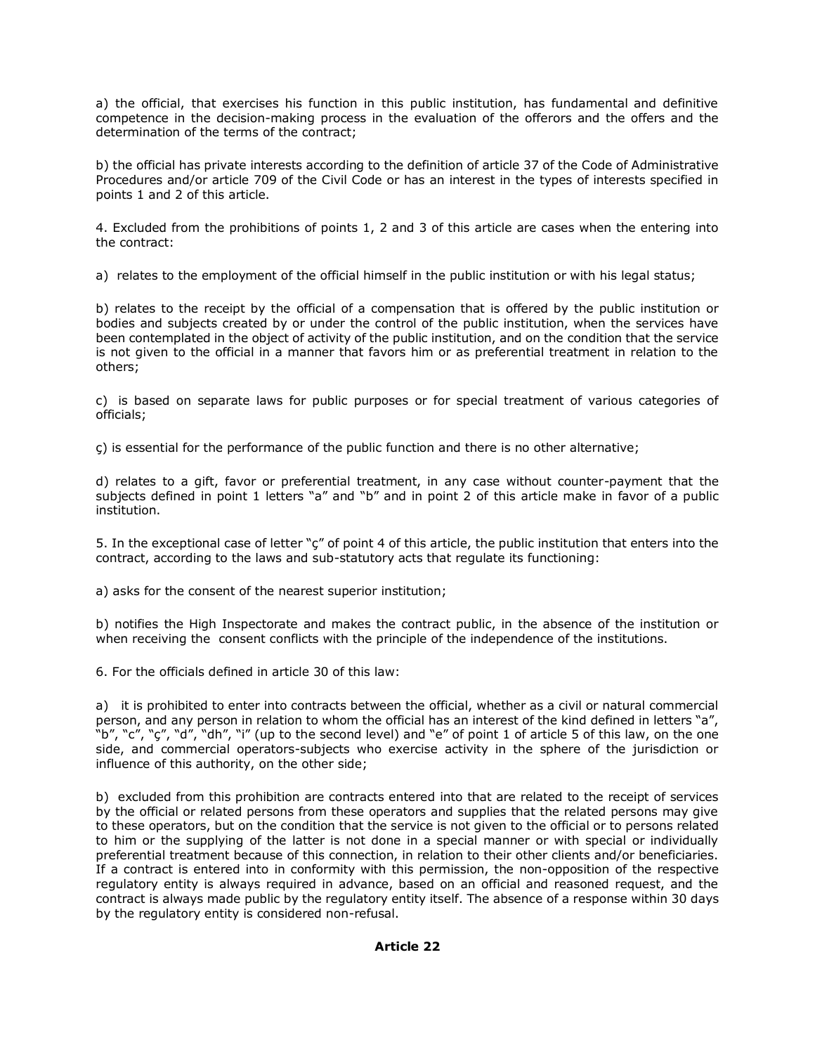a) the official, that exercises his function in this public institution, has fundamental and definitive competence in the decision-making process in the evaluation of the offerors and the offers and the determination of the terms of the contract;

b) the official has private interests according to the definition of article 37 of the Code of Administrative Procedures and/or article 709 of the Civil Code or has an interest in the types of interests specified in points 1 and 2 of this article.

4. Excluded from the prohibitions of points 1, 2 and 3 of this article are cases when the entering into the contract:

a) relates to the employment of the official himself in the public institution or with his legal status;

b) relates to the receipt by the official of a compensation that is offered by the public institution or bodies and subjects created by or under the control of the public institution, when the services have been contemplated in the object of activity of the public institution, and on the condition that the service is not given to the official in a manner that favors him or as preferential treatment in relation to the others;

c) is based on separate laws for public purposes or for special treatment of various categories of officials;

ç) is essential for the performance of the public function and there is no other alternative;

d) relates to a gift, favor or preferential treatment, in any case without counter-payment that the subjects defined in point 1 letters "a" and "b" and in point 2 of this article make in favor of a public institution.

5. In the exceptional case of letter "ç" of point 4 of this article, the public institution that enters into the contract, according to the laws and sub-statutory acts that regulate its functioning:

a) asks for the consent of the nearest superior institution;

b) notifies the High Inspectorate and makes the contract public, in the absence of the institution or when receiving the consent conflicts with the principle of the independence of the institutions.

6. For the officials defined in article 30 of this law:

a) it is prohibited to enter into contracts between the official, whether as a civil or natural commercial person, and any person in relation to whom the official has an interest of the kind defined in letters "a", "b", "c", "ç", "d", "dh", "i" (up to the second level) and "e" of point 1 of article 5 of this law, on the one side, and commercial operators-subjects who exercise activity in the sphere of the jurisdiction or influence of this authority, on the other side;

b) excluded from this prohibition are contracts entered into that are related to the receipt of services by the official or related persons from these operators and supplies that the related persons may give to these operators, but on the condition that the service is not given to the official or to persons related to him or the supplying of the latter is not done in a special manner or with special or individually preferential treatment because of this connection, in relation to their other clients and/or beneficiaries. If a contract is entered into in conformity with this permission, the non-opposition of the respective regulatory entity is always required in advance, based on an official and reasoned request, and the contract is always made public by the regulatory entity itself. The absence of a response within 30 days by the regulatory entity is considered non-refusal.

**Article 22**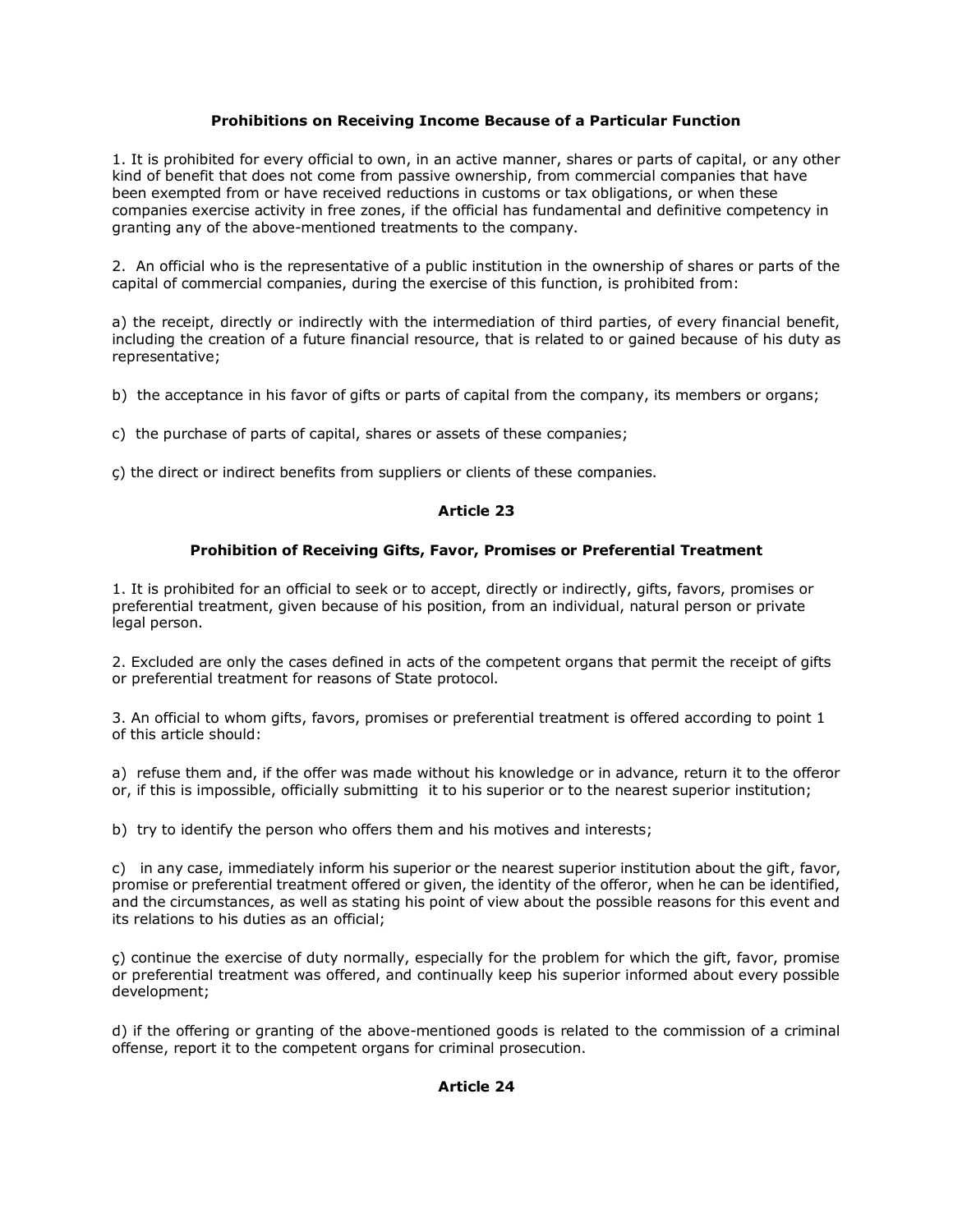### Prohibitions on Receiving Income Because of a Particular Function

1. It is prohibited for every official to own, in an active manner, shares or parts of capital, or any other kind of benefit that does not come from passive ownership, from commercial companies that have been exempted from or have received reductions in customs or tax obligations, or when these companies exercise activity in free zones, if the official has fundamental and definitive competency in granting any of the above-mentioned treatments to the company.

2. An official who is the representative of a public institution in the ownership of shares or parts of the capital of commercial companies, during the exercise of this function, is prohibited from:

a) the receipt, directly or indirectly with the intermediation of third parties, of every financial benefit, including the creation of a future financial resource, that is related to or gained because of his duty as representative;

b) the acceptance in his favor of gifts or parts of capital from the company, its members or organs;

c) the purchase of parts of capital, shares or assets of these companies;

ç) the direct or indirect benefits from suppliers or clients of these companies.

## Article 23

### Prohibition of Receiving Gifts, Favor, Promises or Preferential Treatment

1. It is prohibited for an official to seek or to accept, directly or indirectly, gifts, favors, promises or preferential treatment, given because of his position, from an individual, natural person or private legal person.

2. Excluded are only the cases defined in acts of the competent organs that permit the receipt of gifts or preferential treatment for reasons of State protocol.

3. An official to whom gifts, favors, promises or preferential treatment is offered according to point 1 of this article should:

a) refuse them and, if the offer was made without his knowledge or in advance, return it to the offeror or, if this is impossible, officially submitting it to his superior or to the nearest superior institution;

b) try to identify the person who offers them and his motives and interests;

c) in any case, immediately inform his superior or the nearest superior institution about the gift, favor, promise or preferential treatment offered or given, the identity of the offeror, when he can be identified, and the circumstances, as well as stating his point of view about the possible reasons for this event and its relations to his duties as an official;

ç) continue the exercise of duty normally, especially for the problem for which the gift, favor, promise or preferential treatment was offered, and continually keep his superior informed about every possible development;

d) if the offering or granting of the above-mentioned goods is related to the commission of a criminal offense, report it to the competent organs for criminal prosecution.

## Article 24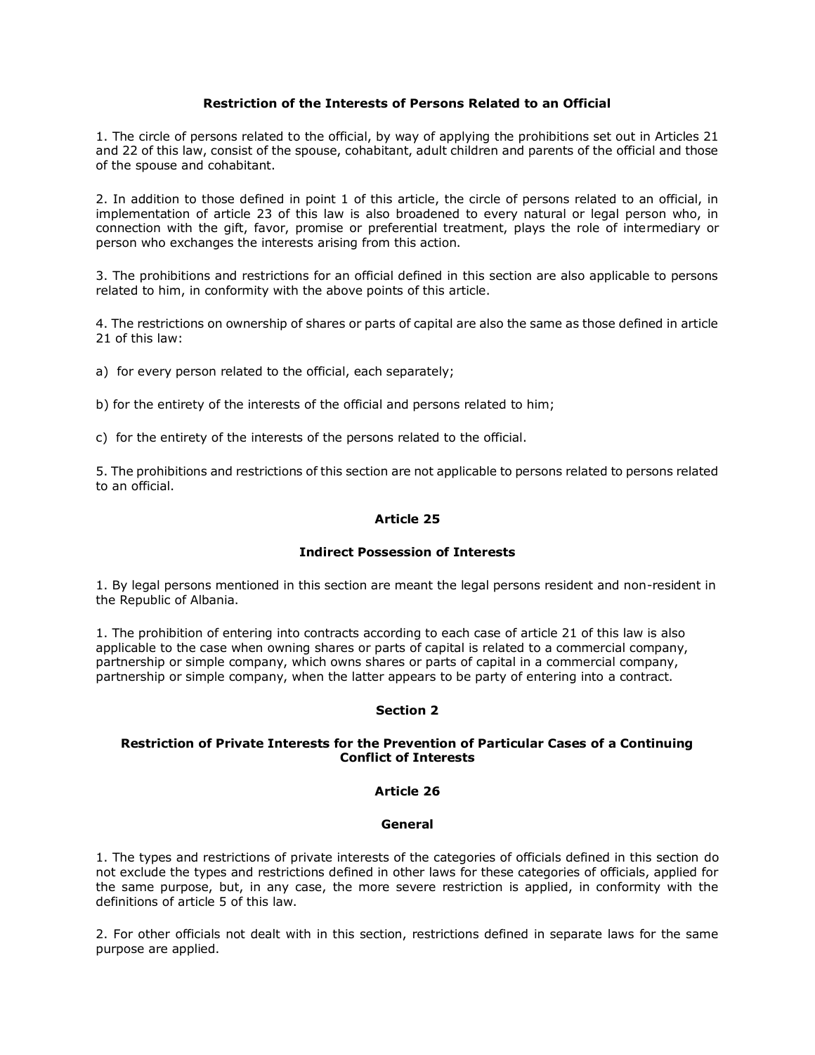### Restriction of the Interests of Persons Related to an Official

1. The circle of persons related to the official, by way of applying the prohibitions set out in Articles 21 and 22 of this law, consist of the spouse, cohabitant, adult children and parents of the official and those of the spouse and cohabitant.

2. In addition to those defined in point 1 of this article, the circle of persons related to an official, in implementation of article 23 of this law is also broadened to every natural or legal person who, in connection with the gift, favor, promise or preferential treatment, plays the role of intermediary or person who exchanges the interests arising from this action.

3. The prohibitions and restrictions for an official defined in this section are also applicable to persons related to him, in conformity with the above points of this article.

4. The restrictions on ownership of shares or parts of capital are also the same as those defined in article 21 of this law:

a) for every person related to the official, each separately;

b) for the entirety of the interests of the official and persons related to him;

c) for the entirety of the interests of the persons related to the official.

5. The prohibitions and restrictions of this section are not applicable to persons related to persons related to an official.

### Article 25

### Indirect Possession of Interests

1. By legal persons mentioned in this section are meant the legal persons resident and non-resident in the Republic of Albania.

1. The prohibition of entering into contracts according to each case of article 21 of this law is also applicable to the case when owning shares or parts of capital is related to a commercial company, partnership or simple company, which owns shares or parts of capital in a commercial company, partnership or simple company, when the latter appears to be party of entering into a contract.

## Section 2

### Restriction of Private Interests for the Prevention of Particular Cases of a Continuing Conflict of Interests

### Article 26

### General

1. The types and restrictions of private interests of the categories of officials defined in this section do not exclude the types and restrictions defined in other laws for these categories of officials, applied for the same purpose, but, in any case, the more severe restriction is applied, in conformity with the definitions of article 5 of this law.

2. For other officials not dealt with in this section, restrictions defined in separate laws for the same purpose are applied.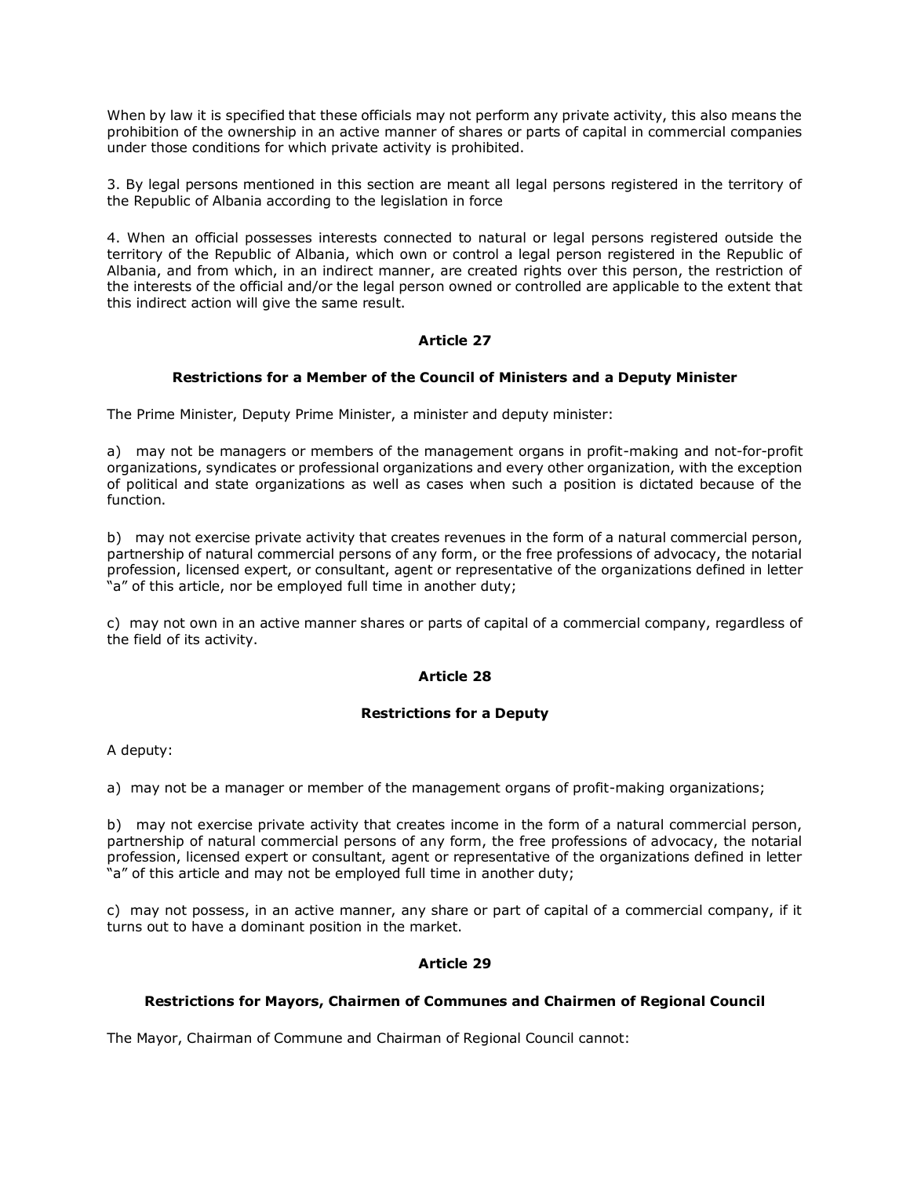When by law it is specified that these officials may not perform any private activity, this also means the prohibition of the ownership in an active manner of shares or parts of capital in commercial companies under those conditions for which private activity is prohibited.

3. By legal persons mentioned in this section are meant all legal persons registered in the territory of the Republic of Albania according to the legislation in force

4. When an official possesses interests connected to natural or legal persons registered outside the territory of the Republic of Albania, which own or control a legal person registered in the Republic of Albania, and from which, in an indirect manner, are created rights over this person, the restriction of the interests of the official and/or the legal person owned or controlled are applicable to the extent that this indirect action will give the same result.

**Article 27**

**Restrictions for a Member of the Council of Ministers and a Deputy Minister**

The Prime Minister, Deputy Prime Minister, a minister and deputy minister:

a) may not be managers or members of the management organs in profit-making and not-for-profit organizations, syndicates or professional organizations and every other organization, with the exception of political and state organizations as well as cases when such a position is dictated because of the function.

b) may not exercise private activity that creates revenues in the form of a natural commercial person, partnership of natural commercial persons of any form, or the free professions of advocacy, the notarial profession, licensed expert, or consultant, agent or representative of the organizations defined in letter "a" of this article, nor be employed full time in another duty;

c) may not own in an active manner shares or parts of capital of a commercial company, regardless of the field of its activity.

**Article 28**

**Restrictions for a Deputy**

A deputy:

a) may not be a manager or member of the management organs of profit-making organizations;

b) may not exercise private activity that creates income in the form of a natural commercial person, partnership of natural commercial persons of any form, the free professions of advocacy, the notarial profession, licensed expert or consultant, agent or representative of the organizations defined in letter "a" of this article and may not be employed full time in another duty;

c) may not possess, in an active manner, any share or part of capital of a commercial company, if it turns out to have a dominant position in the market.

**Article 29**

**Restrictions for Mayors, Chairmen of Communes and Chairmen of Regional Council**

The Mayor, Chairman of Commune and Chairman of Regional Council cannot: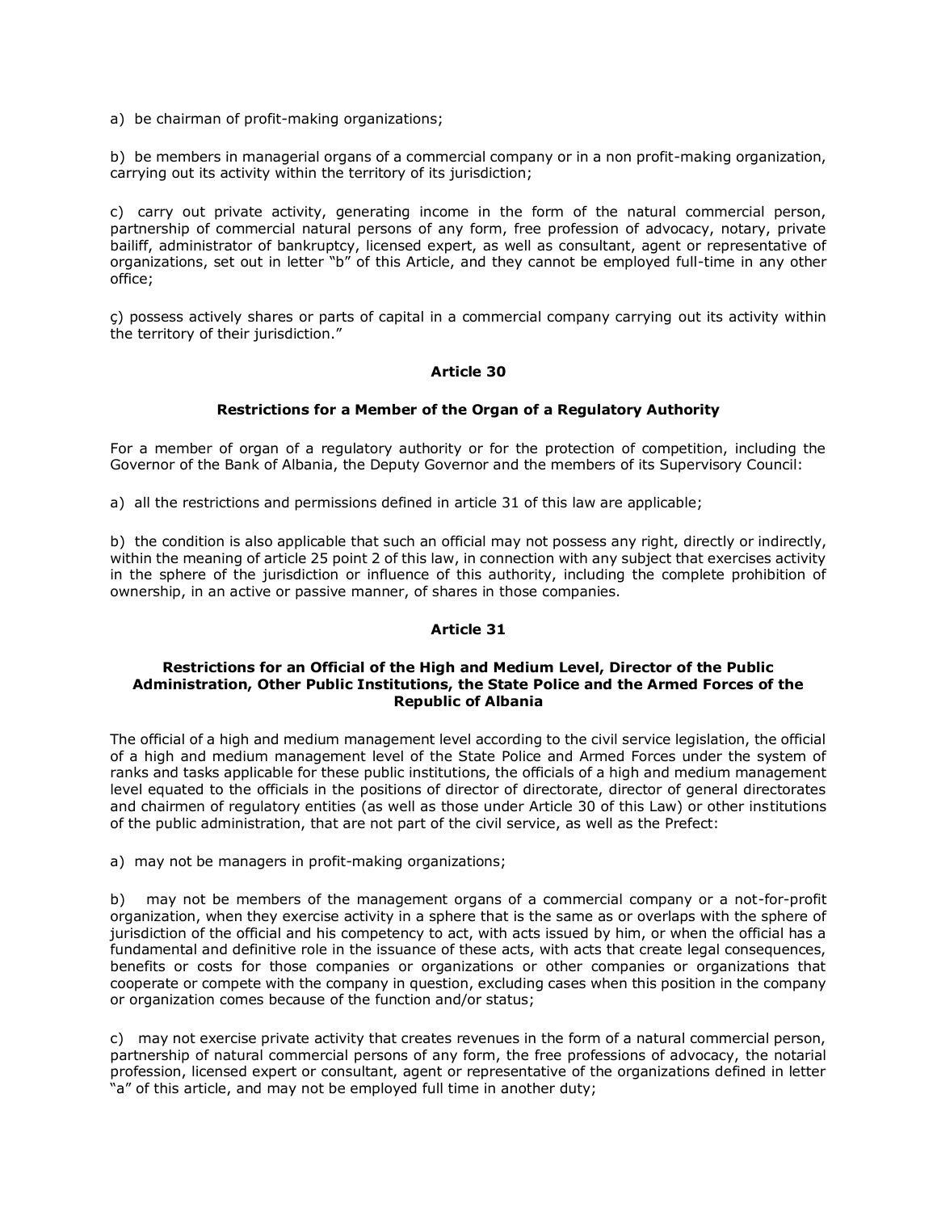a) be chairman of profit-making organizations;

b) be members in managerial organs of a commercial company or in a non profit-making organization, carrying out its activity within the territory of its jurisdiction;

c) carry out private activity, generating income in the form of the natural commercial person, partnership of commercial natural persons of any form, free profession of advocacy, notary, private bailiff, administrator of bankruptcy, licensed expert, as well as consultant, agent or representative of organizations, set out in letter "b" of this Article, and they cannot be employed full-time in any other office;

ç) possess actively shares or parts of capital in a commercial company carrying out its activity within the territory of their jurisdiction."

### Article 30

### Restrictions for a Member of the Organ of a Regulatory Authority

For a member of organ of a regulatory authority or for the protection of competition, including the Governor of the Bank of Albania, the Deputy Governor and the members of its Supervisory Council:

a) all the restrictions and permissions defined in article 31 of this law are applicable;

b) the condition is also applicable that such an official may not possess any right, directly or indirectly, within the meaning of article 25 point 2 of this law, in connection with any subject that exercises activity in the sphere of the jurisdiction or influence of this authority, including the complete prohibition of ownership, in an active or passive manner, of shares in those companies.

### Article 31

### Restrictions for an Official of the High and Medium Level, Director of the Public Administration, Other Public Institutions, the State Police and the Armed Forces of the Republic of Albania

The official of a high and medium management level according to the civil service legislation, the official of a high and medium management level of the State Police and Armed Forces under the system of ranks and tasks applicable for these public institutions, the officials of a high and medium management level equated to the officials in the positions of director of directorate, director of general directorates and chairmen of regulatory entities (as well as those under Article 30 of this Law) or other institutions of the public administration, that are not part of the civil service, as well as the Prefect:

a) may not be managers in profit-making organizations;

b) may not be members of the management organs of a commercial company or a not-for-profit organization, when they exercise activity in a sphere that is the same as or overlaps with the sphere of jurisdiction of the official and his competency to act, with acts issued by him, or when the official has a fundamental and definitive role in the issuance of these acts, with acts that create legal consequences, benefits or costs for those companies or organizations or other companies or organizations that cooperate or compete with the company in question, excluding cases when this position in the company or organization comes because of the function and/or status;

c) may not exercise private activity that creates revenues in the form of a natural commercial person, partnership of natural commercial persons of any form, the free professions of advocacy, the notarial profession, licensed expert or consultant, agent or representative of the organizations defined in letter "a" of this article, and may not be employed full time in another duty;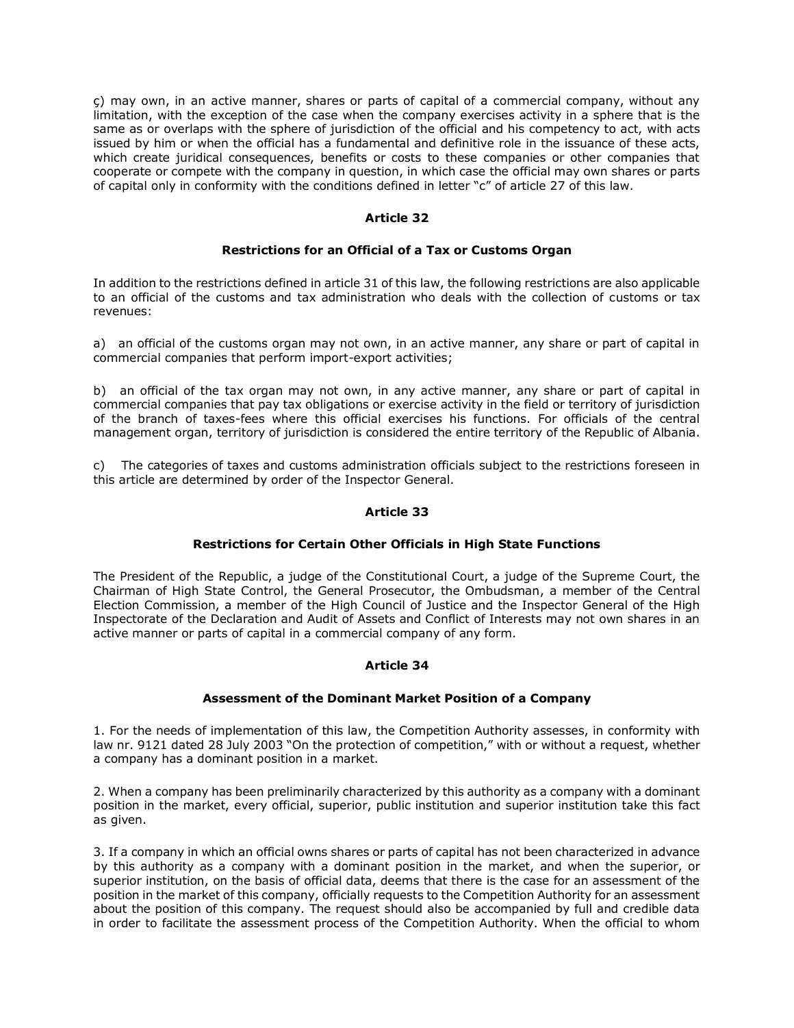ç) may own, in an active manner, shares or parts of capital of a commercial company, without any limitation, with the exception of the case when the company exercises activity in a sphere that is the same as or overlaps with the sphere of jurisdiction of the official and his competency to act, with acts issued by him or when the official has a fundamental and definitive role in the issuance of these acts, which create juridical consequences, benefits or costs to these companies or other companies that cooperate or compete with the company in question, in which case the official may own shares or parts of capital only in conformity with the conditions defined in letter "c" of article 27 of this law.

## Article 32

### Restrictions for an Official of a Tax or Customs Organ

In addition to the restrictions defined in article 31 of this law, the following restrictions are also applicable to an official of the customs and tax administration who deals with the collection of customs or tax revenues:

a) an official of the customs organ may not own, in an active manner, any share or part of capital in commercial companies that perform import-export activities;

b) an official of the tax organ may not own, in any active manner, any share or part of capital in commercial companies that pay tax obligations or exercise activity in the field or territory of jurisdiction of the branch of taxes-fees where this official exercises his functions. For officials of the central management organ, territory of jurisdiction is considered the entire territory of the Republic of Albania.

c) The categories of taxes and customs administration officials subject to the restrictions foreseen in this article are determined by order of the Inspector General.

## Article 33

### Restrictions for Certain Other Officials in High State Functions

The President of the Republic, a judge of the Constitutional Court, a judge of the Supreme Court, the Chairman of High State Control, the General Prosecutor, the Ombudsman, a member of the Central Election Commission, a member of the High Council of Justice and the Inspector General of the High Inspectorate of the Declaration and Audit of Assets and Conflict of Interests may not own shares in an active manner or parts of capital in a commercial company of any form.

## Article 34

### Assessment of the Dominant Market Position of a Company

1. For the needs of implementation of this law, the Competition Authority assesses, in conformity with law nr. 9121 dated 28 July 2003 "On the protection of competition," with or without a request, whether a company has a dominant position in a market.

2. When a company has been preliminarily characterized by this authority as a company with a dominant position in the market, every official, superior, public institution and superior institution take this fact as given.

3. If a company in which an official owns shares or parts of capital has not been characterized in advance by this authority as a company with a dominant position in the market, and when the superior, or superior institution, on the basis of official data, deems that there is the case for an assessment of the position in the market of this company, officially requests to the Competition Authority for an assessment about the position of this company. The request should also be accompanied by full and credible data in order to facilitate the assessment process of the Competition Authority. When the official to whom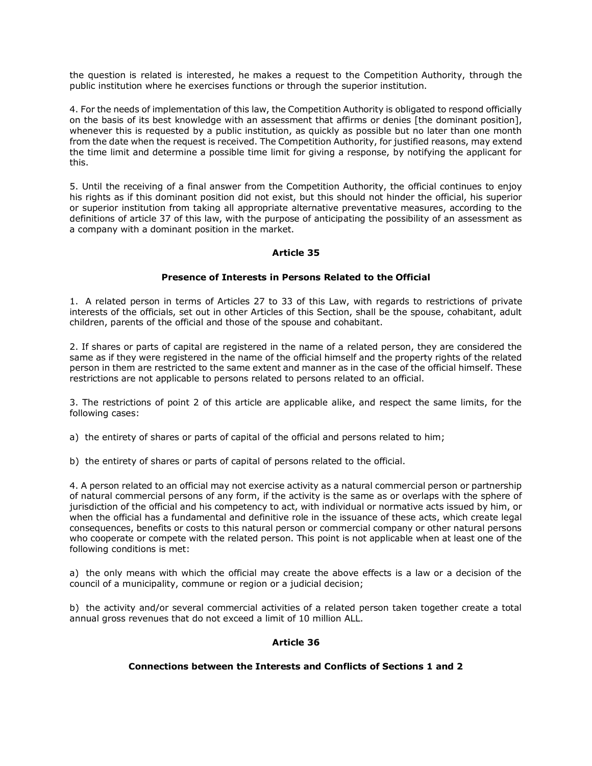the question is related is interested, he makes a request to the Competition Authority, through the public institution where he exercises functions or through the superior institution.

4. For the needs of implementation of this law, the Competition Authority is obligated to respond officially on the basis of its best knowledge with an assessment that affirms or denies [the dominant position], whenever this is requested by a public institution, as quickly as possible but no later than one month from the date when the request is received. The Competition Authority, for justified reasons, may extend the time limit and determine a possible time limit for giving a response, by notifying the applicant for this.

5. Until the receiving of a final answer from the Competition Authority, the official continues to enjoy his rights as if this dominant position did not exist, but this should not hinder the official, his superior or superior institution from taking all appropriate alternative preventative measures, according to the definitions of article 37 of this law, with the purpose of anticipating the possibility of an assessment as a company with a dominant position in the market.

## Article 35

### Presence of Interests in Persons Related to the Official

1. A related person in terms of Articles 27 to 33 of this Law, with regards to restrictions of private interests of the officials, set out in other Articles of this Section, shall be the spouse, cohabitant, adult children, parents of the official and those of the spouse and cohabitant.

2. If shares or parts of capital are registered in the name of a related person, they are considered the same as if they were registered in the name of the official himself and the property rights of the related person in them are restricted to the same extent and manner as in the case of the official himself. These restrictions are not applicable to persons related to persons related to an official.

3. The restrictions of point 2 of this article are applicable alike, and respect the same limits, for the following cases:

a) the entirety of shares or parts of capital of the official and persons related to him;

b) the entirety of shares or parts of capital of persons related to the official.

4. A person related to an official may not exercise activity as a natural commercial person or partnership of natural commercial persons of any form, if the activity is the same as or overlaps with the sphere of jurisdiction of the official and his competency to act, with individual or normative acts issued by him, or when the official has a fundamental and definitive role in the issuance of these acts, which create legal consequences, benefits or costs to this natural person or commercial company or other natural persons who cooperate or compete with the related person. This point is not applicable when at least one of the following conditions is met:

a) the only means with which the official may create the above effects is a law or a decision of the council of a municipality, commune or region or a judicial decision;

b) the activity and/or several commercial activities of a related person taken together create a total annual gross revenues that do not exceed a limit of 10 million ALL.

## Article 36

### Connections between the Interests and Conflicts of Sections 1 and 2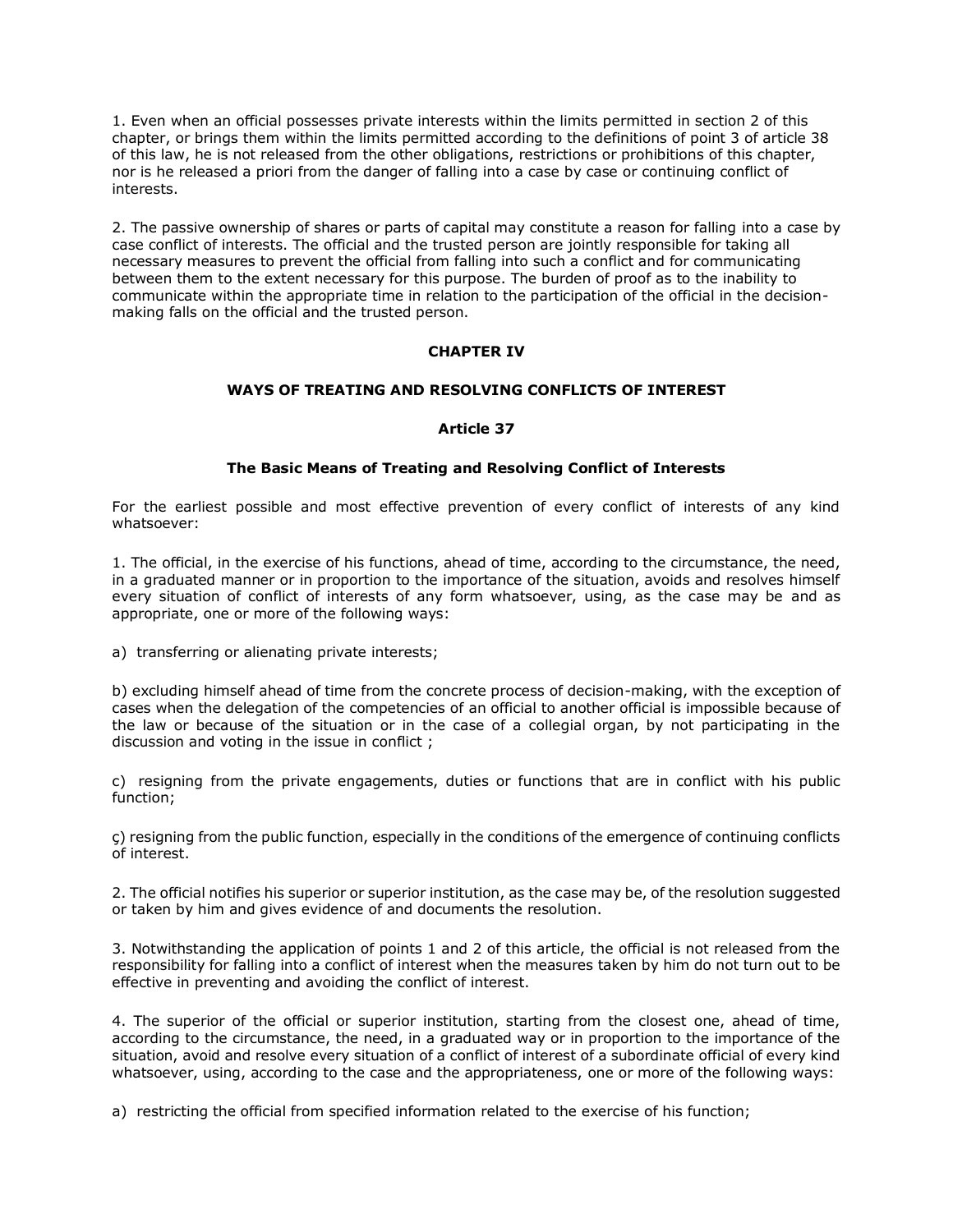1. Even when an official possesses private interests within the limits permitted in section 2 of this chapter, or brings them within the limits permitted according to the definitions of point 3 of article 38 of this law, he is not released from the other obligations, restrictions or prohibitions of this chapter, nor is he released a priori from the danger of falling into a case by case or continuing conflict of interests.

2. The passive ownership of shares or parts of capital may constitute a reason for falling into a case by case conflict of interests. The official and the trusted person are jointly responsible for taking all necessary measures to prevent the official from falling into such a conflict and for communicating between them to the extent necessary for this purpose. The burden of proof as to the inability to communicate within the appropriate time in relation to the participation of the official in the decision-making falls on the official and the trusted person.

## CHAPTER IV

## WAYS OF TREATING AND RESOLVING CONFLICTS OF INTEREST

### Article 37

### The Basic Means of Treating and Resolving Conflict of Interests

For the earliest possible and most effective prevention of every conflict of interests of any kind whatsoever:

1. The official, in the exercise of his functions, ahead of time, according to the circumstance, the need, in a graduated manner or in proportion to the importance of the situation, avoids and resolves himself every situation of conflict of interests of any form whatsoever, using, as the case may be and as appropriate, one or more of the following ways:

a) transferring or alienating private interests;

b) excluding himself ahead of time from the concrete process of decision-making, with the exception of cases when the delegation of the competencies of an official to another official is impossible because of the law or because of the situation or in the case of a collegial organ, by not participating in the discussion and voting in the issue in conflict ;

c) resigning from the private engagements, duties or functions that are in conflict with his public function;

ç) resigning from the public function, especially in the conditions of the emergence of continuing conflicts of interest.

2. The official notifies his superior or superior institution, as the case may be, of the resolution suggested or taken by him and gives evidence of and documents the resolution.

3. Notwithstanding the application of points 1 and 2 of this article, the official is not released from the responsibility for falling into a conflict of interest when the measures taken by him do not turn out to be effective in preventing and avoiding the conflict of interest.

4. The superior of the official or superior institution, starting from the closest one, ahead of time, according to the circumstance, the need, in a graduated way or in proportion to the importance of the situation, avoid and resolve every situation of a conflict of interest of a subordinate official of every kind whatsoever, using, according to the case and the appropriateness, one or more of the following ways:

a) restricting the official from specified information related to the exercise of his function;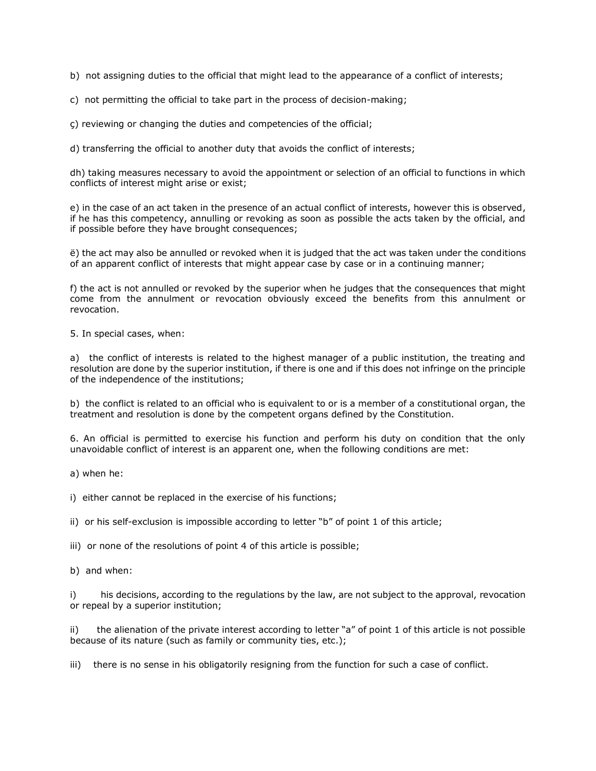b) not assigning duties to the official that might lead to the appearance of a conflict of interests;

c) not permitting the official to take part in the process of decision-making;

ç) reviewing or changing the duties and competencies of the official;

d) transferring the official to another duty that avoids the conflict of interests;

dh) taking measures necessary to avoid the appointment or selection of an official to functions in which conflicts of interest might arise or exist;

e) in the case of an act taken in the presence of an actual conflict of interests, however this is observed, if he has this competency, annulling or revoking as soon as possible the acts taken by the official, and if possible before they have brought consequences;

ë) the act may also be annulled or revoked when it is judged that the act was taken under the conditions of an apparent conflict of interests that might appear case by case or in a continuing manner;

f) the act is not annulled or revoked by the superior when he judges that the consequences that might come from the annulment or revocation obviously exceed the benefits from this annulment or revocation.

5. In special cases, when:

a) the conflict of interests is related to the highest manager of a public institution, the treating and resolution are done by the superior institution, if there is one and if this does not infringe on the principle of the independence of the institutions;

b) the conflict is related to an official who is equivalent to or is a member of a constitutional organ, the treatment and resolution is done by the competent organs defined by the Constitution.

6. An official is permitted to exercise his function and perform his duty on condition that the only unavoidable conflict of interest is an apparent one, when the following conditions are met:

a) when he:

i) either cannot be replaced in the exercise of his functions;

ii) or his self-exclusion is impossible according to letter "b" of point 1 of this article;

iii) or none of the resolutions of point 4 of this article is possible;

b) and when:

i) his decisions, according to the regulations by the law, are not subject to the approval, revocation or repeal by a superior institution;

ii) the alienation of the private interest according to letter "a" of point 1 of this article is not possible because of its nature (such as family or community ties, etc.);

iii) there is no sense in his obligatorily resigning from the function for such a case of conflict.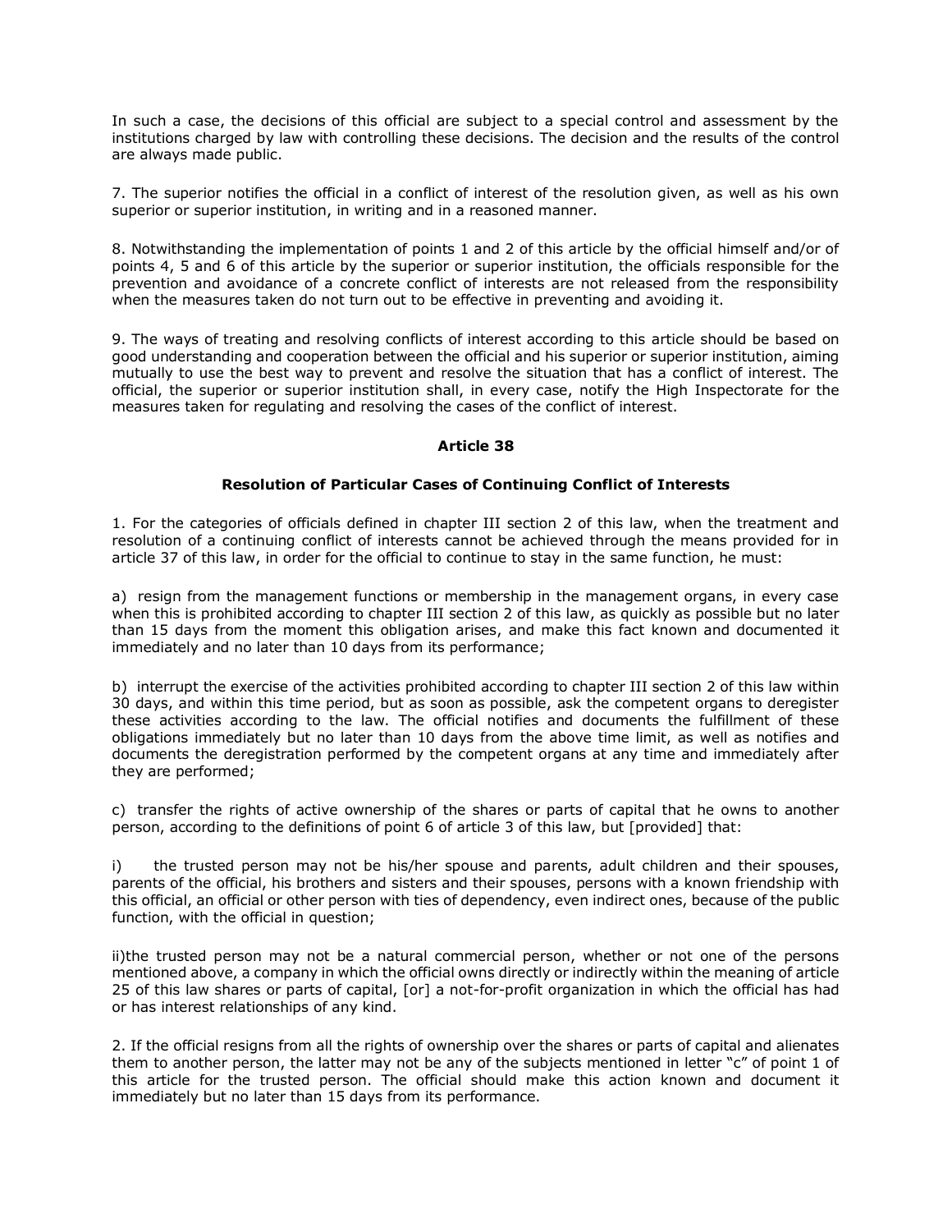In such a case, the decisions of this official are subject to a special control and assessment by the institutions charged by law with controlling these decisions. The decision and the results of the control are always made public.

7. The superior notifies the official in a conflict of interest of the resolution given, as well as his own superior or superior institution, in writing and in a reasoned manner.

8. Notwithstanding the implementation of points 1 and 2 of this article by the official himself and/or of points 4, 5 and 6 of this article by the superior or superior institution, the officials responsible for the prevention and avoidance of a concrete conflict of interests are not released from the responsibility when the measures taken do not turn out to be effective in preventing and avoiding it.

9. The ways of treating and resolving conflicts of interest according to this article should be based on good understanding and cooperation between the official and his superior or superior institution, aiming mutually to use the best way to prevent and resolve the situation that has a conflict of interest. The official, the superior or superior institution shall, in every case, notify the High Inspectorate for the measures taken for regulating and resolving the cases of the conflict of interest.

### Article 38

### Resolution of Particular Cases of Continuing Conflict of Interests

1. For the categories of officials defined in chapter III section 2 of this law, when the treatment and resolution of a continuing conflict of interests cannot be achieved through the means provided for in article 37 of this law, in order for the official to continue to stay in the same function, he must:

a) resign from the management functions or membership in the management organs, in every case when this is prohibited according to chapter III section 2 of this law, as quickly as possible but no later than 15 days from the moment this obligation arises, and make this fact known and documented it immediately and no later than 10 days from its performance;

b) interrupt the exercise of the activities prohibited according to chapter III section 2 of this law within 30 days, and within this time period, but as soon as possible, ask the competent organs to deregister these activities according to the law. The official notifies and documents the fulfillment of these obligations immediately but no later than 10 days from the above time limit, as well as notifies and documents the deregistration performed by the competent organs at any time and immediately after they are performed;

c) transfer the rights of active ownership of the shares or parts of capital that he owns to another person, according to the definitions of point 6 of article 3 of this law, but [provided] that:

i) the trusted person may not be his/her spouse and parents, adult children and their spouses, parents of the official, his brothers and sisters and their spouses, persons with a known friendship with this official, an official or other person with ties of dependency, even indirect ones, because of the public function, with the official in question;

ii)the trusted person may not be a natural commercial person, whether or not one of the persons mentioned above, a company in which the official owns directly or indirectly within the meaning of article 25 of this law shares or parts of capital, [or] a not-for-profit organization in which the official has had or has interest relationships of any kind.

2. If the official resigns from all the rights of ownership over the shares or parts of capital and alienates them to another person, the latter may not be any of the subjects mentioned in letter "c" of point 1 of this article for the trusted person. The official should make this action known and document it immediately but no later than 15 days from its performance.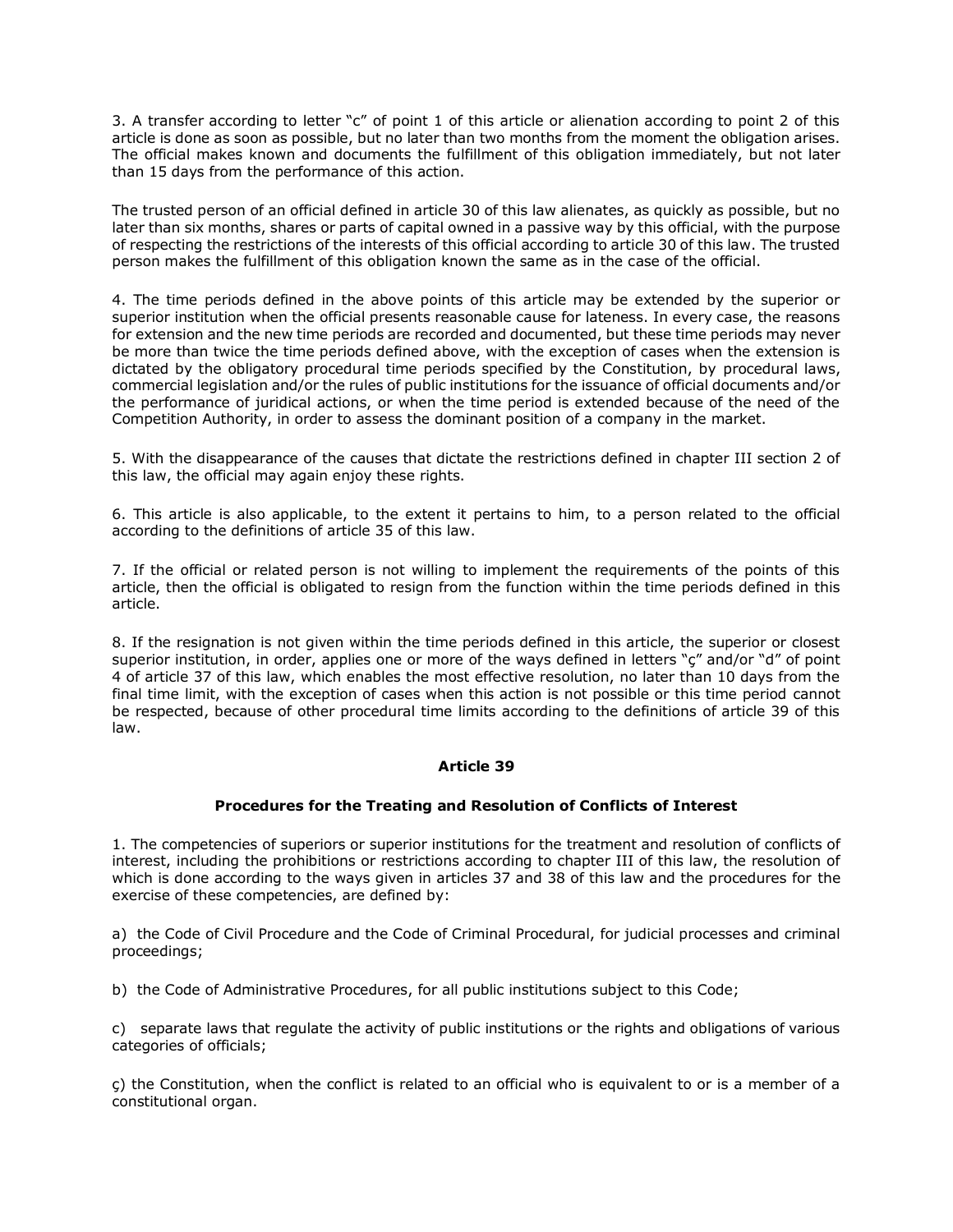3. A transfer according to letter "c" of point 1 of this article or alienation according to point 2 of this article is done as soon as possible, but no later than two months from the moment the obligation arises. The official makes known and documents the fulfillment of this obligation immediately, but not later than 15 days from the performance of this action.

The trusted person of an official defined in article 30 of this law alienates, as quickly as possible, but no later than six months, shares or parts of capital owned in a passive way by this official, with the purpose of respecting the restrictions of the interests of this official according to article 30 of this law. The trusted person makes the fulfillment of this obligation known the same as in the case of the official.

4. The time periods defined in the above points of this article may be extended by the superior or superior institution when the official presents reasonable cause for lateness. In every case, the reasons for extension and the new time periods are recorded and documented, but these time periods may never be more than twice the time periods defined above, with the exception of cases when the extension is dictated by the obligatory procedural time periods specified by the Constitution, by procedural laws, commercial legislation and/or the rules of public institutions for the issuance of official documents and/or the performance of juridical actions, or when the time period is extended because of the need of the Competition Authority, in order to assess the dominant position of a company in the market.

5. With the disappearance of the causes that dictate the restrictions defined in chapter III section 2 of this law, the official may again enjoy these rights.

6. This article is also applicable, to the extent it pertains to him, to a person related to the official according to the definitions of article 35 of this law.

7. If the official or related person is not willing to implement the requirements of the points of this article, then the official is obligated to resign from the function within the time periods defined in this article.

8. If the resignation is not given within the time periods defined in this article, the superior or closest superior institution, in order, applies one or more of the ways defined in letters "ç" and/or "d" of point 4 of article 37 of this law, which enables the most effective resolution, no later than 10 days from the final time limit, with the exception of cases when this action is not possible or this time period cannot be respected, because of other procedural time limits according to the definitions of article 39 of this law.

**Article 39**

**Procedures for the Treating and Resolution of Conflicts of Interest**

1. The competencies of superiors or superior institutions for the treatment and resolution of conflicts of interest, including the prohibitions or restrictions according to chapter III of this law, the resolution of which is done according to the ways given in articles 37 and 38 of this law and the procedures for the exercise of these competencies, are defined by:

a) the Code of Civil Procedure and the Code of Criminal Procedural, for judicial processes and criminal proceedings;

b) the Code of Administrative Procedures, for all public institutions subject to this Code;

c) separate laws that regulate the activity of public institutions or the rights and obligations of various categories of officials;

ç) the Constitution, when the conflict is related to an official who is equivalent to or is a member of a constitutional organ.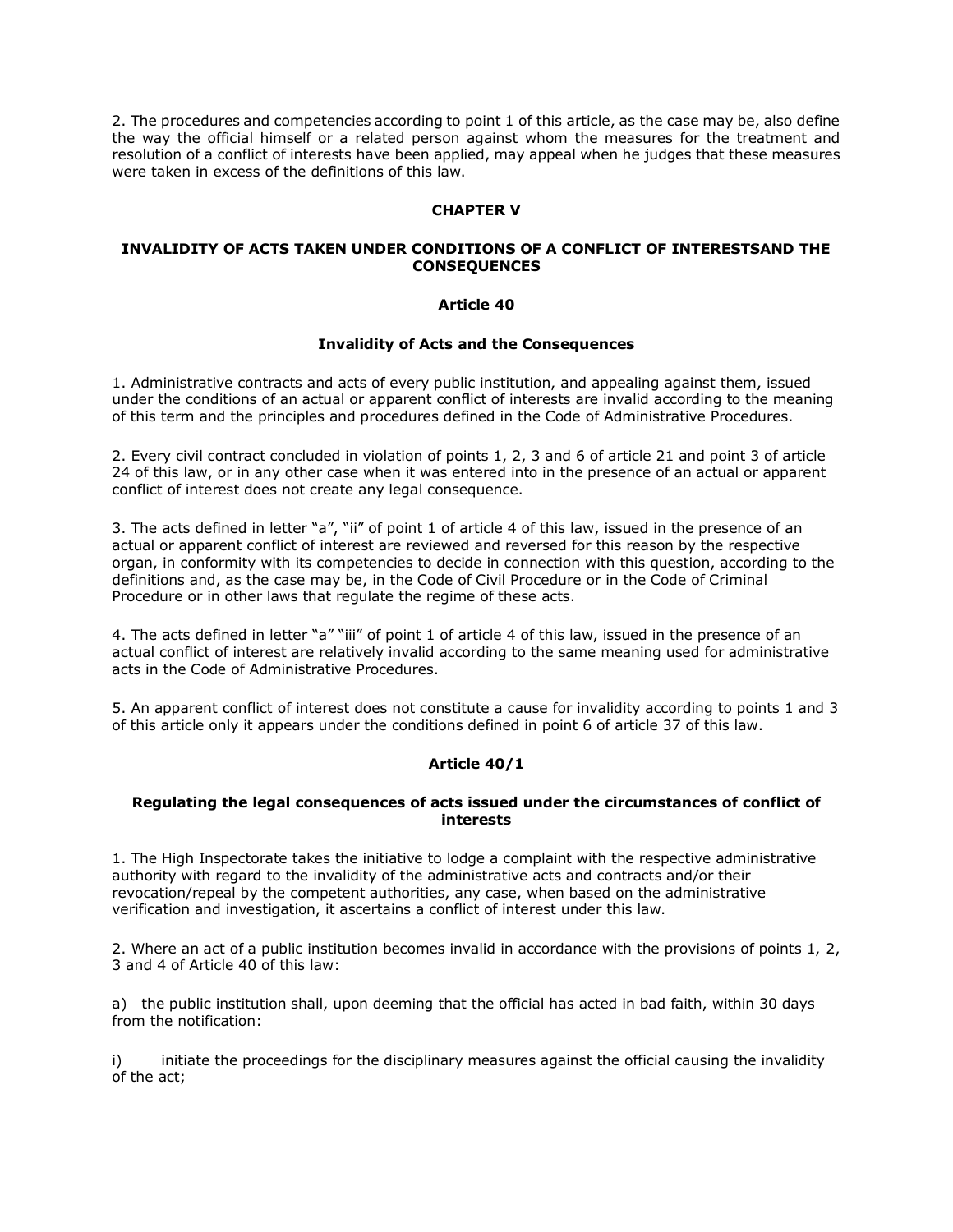2. The procedures and competencies according to point 1 of this article, as the case may be, also define the way the official himself or a related person against whom the measures for the treatment and resolution of a conflict of interests have been applied, may appeal when he judges that these measures were taken in excess of the definitions of this law.

## CHAPTER V

## INVALIDITY OF ACTS TAKEN UNDER CONDITIONS OF A CONFLICT OF INTERESTSAND THE CONSEQUENCES

### Article 40

### Invalidity of Acts and the Consequences

1. Administrative contracts and acts of every public institution, and appealing against them, issued under the conditions of an actual or apparent conflict of interests are invalid according to the meaning of this term and the principles and procedures defined in the Code of Administrative Procedures.

2. Every civil contract concluded in violation of points 1, 2, 3 and 6 of article 21 and point 3 of article 24 of this law, or in any other case when it was entered into in the presence of an actual or apparent conflict of interest does not create any legal consequence.

3. The acts defined in letter "a", "ii" of point 1 of article 4 of this law, issued in the presence of an actual or apparent conflict of interest are reviewed and reversed for this reason by the respective organ, in conformity with its competencies to decide in connection with this question, according to the definitions and, as the case may be, in the Code of Civil Procedure or in the Code of Criminal Procedure or in other laws that regulate the regime of these acts.

4. The acts defined in letter "a" "iii" of point 1 of article 4 of this law, issued in the presence of an actual conflict of interest are relatively invalid according to the same meaning used for administrative acts in the Code of Administrative Procedures.

5. An apparent conflict of interest does not constitute a cause for invalidity according to points 1 and 3 of this article only it appears under the conditions defined in point 6 of article 37 of this law.

### Article 40/1

### Regulating the legal consequences of acts issued under the circumstances of conflict of interests

1. The High Inspectorate takes the initiative to lodge a complaint with the respective administrative authority with regard to the invalidity of the administrative acts and contracts and/or their revocation/repeal by the competent authorities, any case, when based on the administrative verification and investigation, it ascertains a conflict of interest under this law.

2. Where an act of a public institution becomes invalid in accordance with the provisions of points 1, 2, 3 and 4 of Article 40 of this law:

a) the public institution shall, upon deeming that the official has acted in bad faith, within 30 days from the notification:

i) initiate the proceedings for the disciplinary measures against the official causing the invalidity of the act;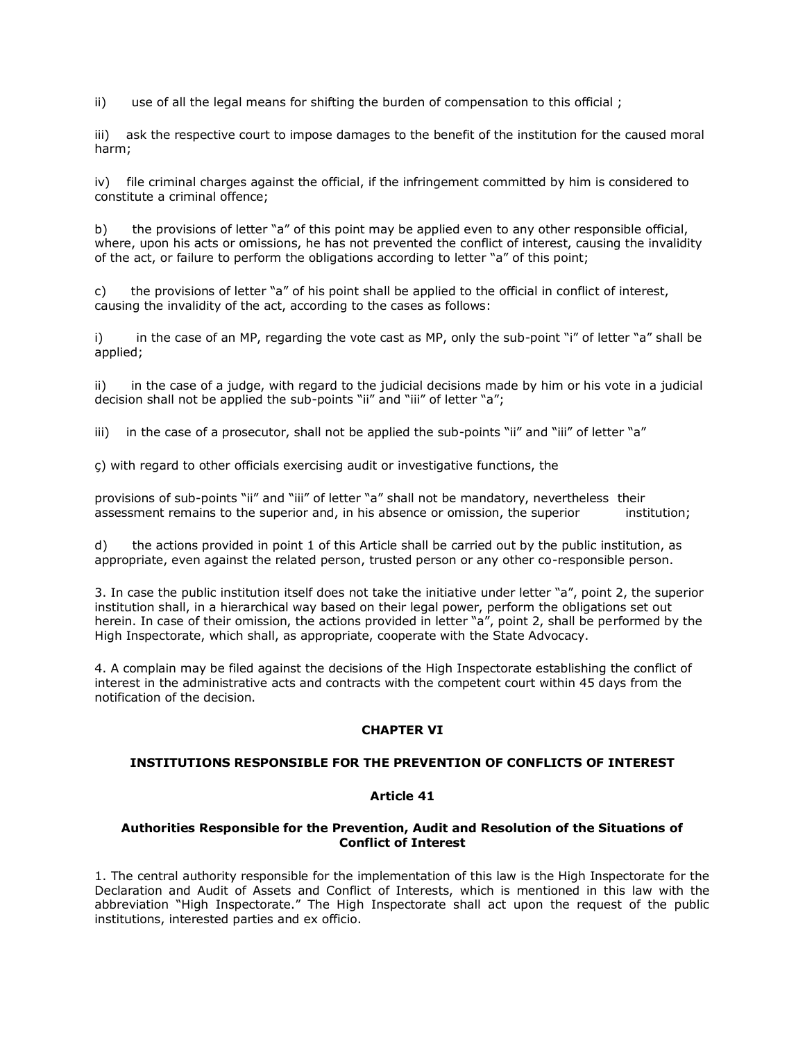ii) use of all the legal means for shifting the burden of compensation to this official ;

iii) ask the respective court to impose damages to the benefit of the institution for the caused moral harm;

iv) file criminal charges against the official, if the infringement committed by him is considered to constitute a criminal offence;

b) the provisions of letter "a" of this point may be applied even to any other responsible official, where, upon his acts or omissions, he has not prevented the conflict of interest, causing the invalidity of the act, or failure to perform the obligations according to letter "a" of this point;

c) the provisions of letter "a" of his point shall be applied to the official in conflict of interest, causing the invalidity of the act, according to the cases as follows:

i) in the case of an MP, regarding the vote cast as MP, only the sub-point "i" of letter "a" shall be applied;

ii) in the case of a judge, with regard to the judicial decisions made by him or his vote in a judicial decision shall not be applied the sub-points "ii" and "iii" of letter "a";

iii) in the case of a prosecutor, shall not be applied the sub-points "ii" and "iii" of letter "a"

ç) with regard to other officials exercising audit or investigative functions, the

provisions of sub-points "ii" and "iii" of letter "a" shall not be mandatory, nevertheless their assessment remains to the superior and, in his absence or omission, the superior institution;

d) the actions provided in point 1 of this Article shall be carried out by the public institution, as appropriate, even against the related person, trusted person or any other co-responsible person.

3. In case the public institution itself does not take the initiative under letter "a", point 2, the superior institution shall, in a hierarchical way based on their legal power, perform the obligations set out herein. In case of their omission, the actions provided in letter "a", point 2, shall be performed by the High Inspectorate, which shall, as appropriate, cooperate with the State Advocacy.

4. A complain may be filed against the decisions of the High Inspectorate establishing the conflict of interest in the administrative acts and contracts with the competent court within 45 days from the notification of the decision.

## CHAPTER VI

## INSTITUTIONS RESPONSIBLE FOR THE PREVENTION OF CONFLICTS OF INTEREST

### Article 41

### Authorities Responsible for the Prevention, Audit and Resolution of the Situations of Conflict of Interest

1. The central authority responsible for the implementation of this law is the High Inspectorate for the Declaration and Audit of Assets and Conflict of Interests, which is mentioned in this law with the abbreviation "High Inspectorate." The High Inspectorate shall act upon the request of the public institutions, interested parties and ex officio.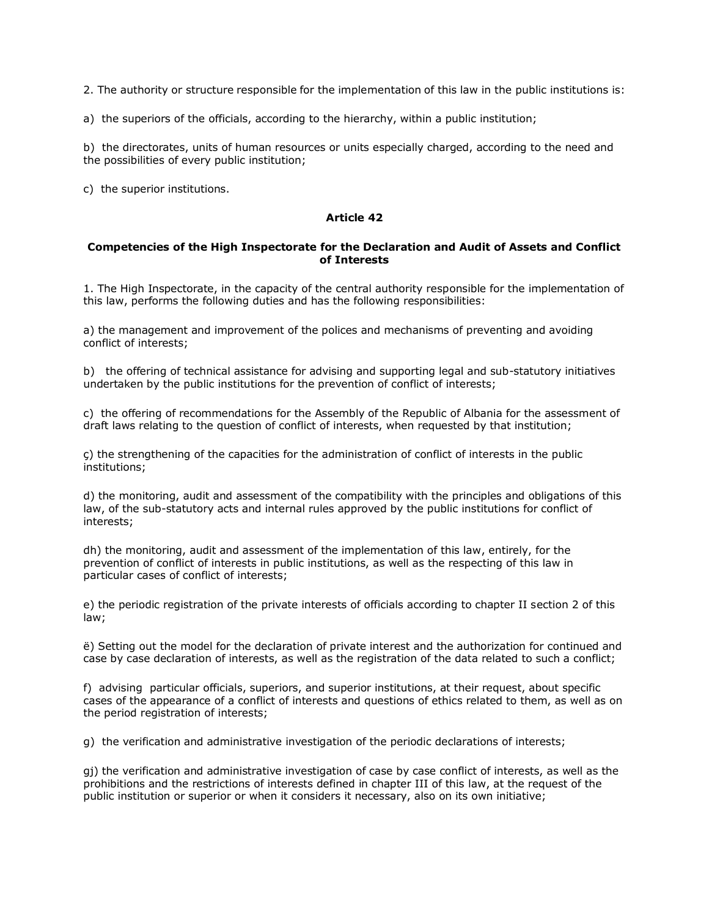2. The authority or structure responsible for the implementation of this law in the public institutions is:

a) the superiors of the officials, according to the hierarchy, within a public institution;

b) the directorates, units of human resources or units especially charged, according to the need and the possibilities of every public institution;

c) the superior institutions.

**Article 42**

**Competencies of the High Inspectorate for the Declaration and Audit of Assets and Conflict of Interests**

1. The High Inspectorate, in the capacity of the central authority responsible for the implementation of this law, performs the following duties and has the following responsibilities:

a) the management and improvement of the polices and mechanisms of preventing and avoiding conflict of interests;

b) the offering of technical assistance for advising and supporting legal and sub-statutory initiatives undertaken by the public institutions for the prevention of conflict of interests;

c) the offering of recommendations for the Assembly of the Republic of Albania for the assessment of draft laws relating to the question of conflict of interests, when requested by that institution;

ç) the strengthening of the capacities for the administration of conflict of interests in the public institutions;

d) the monitoring, audit and assessment of the compatibility with the principles and obligations of this law, of the sub-statutory acts and internal rules approved by the public institutions for conflict of interests;

dh) the monitoring, audit and assessment of the implementation of this law, entirely, for the prevention of conflict of interests in public institutions, as well as the respecting of this law in particular cases of conflict of interests;

e) the periodic registration of the private interests of officials according to chapter II section 2 of this law;

ë) Setting out the model for the declaration of private interest and the authorization for continued and case by case declaration of interests, as well as the registration of the data related to such a conflict;

f) advising particular officials, superiors, and superior institutions, at their request, about specific cases of the appearance of a conflict of interests and questions of ethics related to them, as well as on the period registration of interests;

g) the verification and administrative investigation of the periodic declarations of interests;

gj) the verification and administrative investigation of case by case conflict of interests, as well as the prohibitions and the restrictions of interests defined in chapter III of this law, at the request of the public institution or superior or when it considers it necessary, also on its own initiative;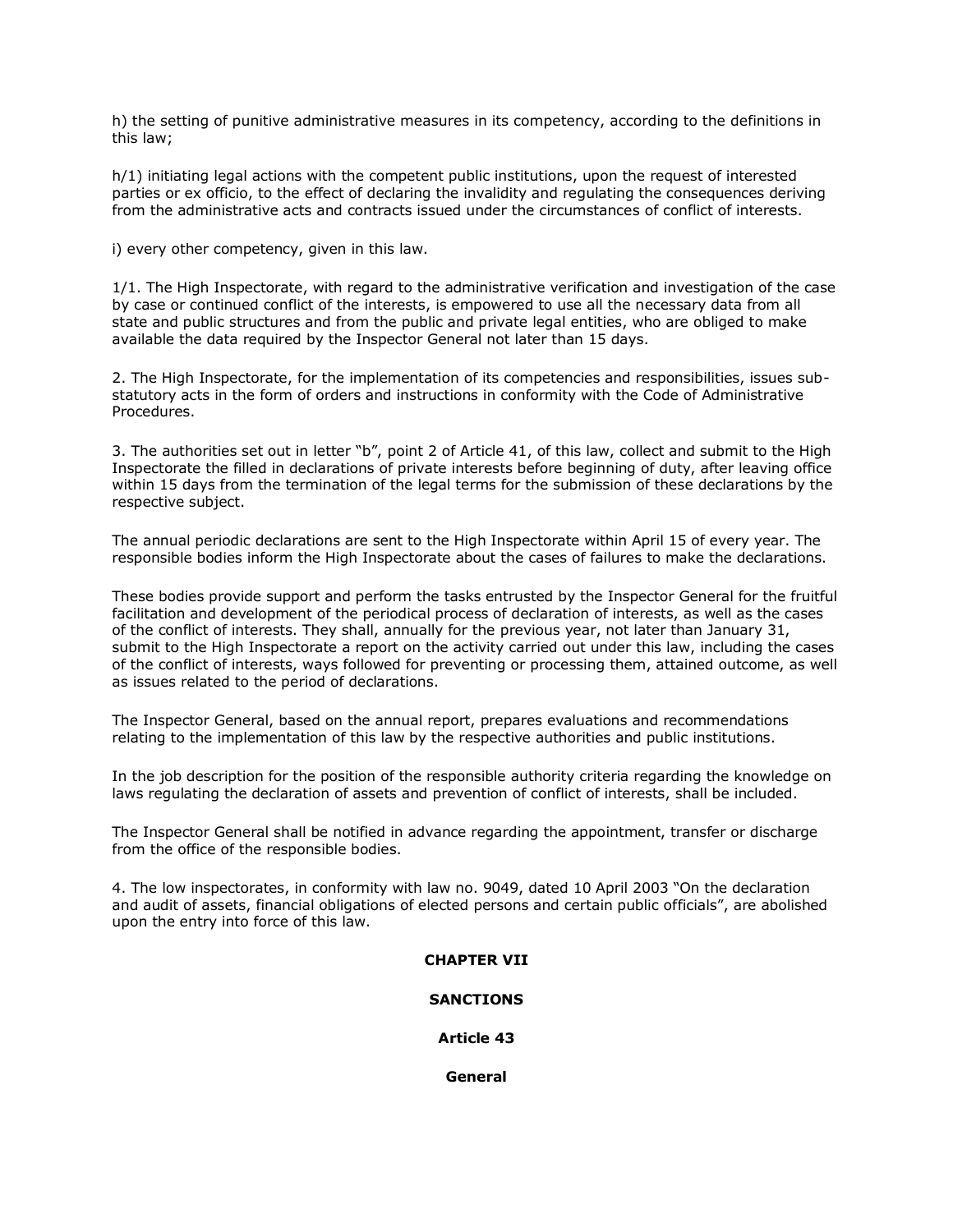h) the setting of punitive administrative measures in its competency, according to the definitions in this law;

h/1) initiating legal actions with the competent public institutions, upon the request of interested parties or ex officio, to the effect of declaring the invalidity and regulating the consequences deriving from the administrative acts and contracts issued under the circumstances of conflict of interests.

i) every other competency, given in this law.

1/1. The High Inspectorate, with regard to the administrative verification and investigation of the case by case or continued conflict of the interests, is empowered to use all the necessary data from all state and public structures and from the public and private legal entities, who are obliged to make available the data required by the Inspector General not later than 15 days.

2. The High Inspectorate, for the implementation of its competencies and responsibilities, issues sub-statutory acts in the form of orders and instructions in conformity with the Code of Administrative Procedures.

3. The authorities set out in letter "b", point 2 of Article 41, of this law, collect and submit to the High Inspectorate the filled in declarations of private interests before beginning of duty, after leaving office within 15 days from the termination of the legal terms for the submission of these declarations by the respective subject.

The annual periodic declarations are sent to the High Inspectorate within April 15 of every year. The responsible bodies inform the High Inspectorate about the cases of failures to make the declarations.

These bodies provide support and perform the tasks entrusted by the Inspector General for the fruitful facilitation and development of the periodical process of declaration of interests, as well as the cases of the conflict of interests. They shall, annually for the previous year, not later than January 31, submit to the High Inspectorate a report on the activity carried out under this law, including the cases of the conflict of interests, ways followed for preventing or processing them, attained outcome, as well as issues related to the period of declarations.

The Inspector General, based on the annual report, prepares evaluations and recommendations relating to the implementation of this law by the respective authorities and public institutions.

In the job description for the position of the responsible authority criteria regarding the knowledge on laws regulating the declaration of assets and prevention of conflict of interests, shall be included.

The Inspector General shall be notified in advance regarding the appointment, transfer or discharge from the office of the responsible bodies.

4. The low inspectorates, in conformity with law no. 9049, dated 10 April 2003 "On the declaration and audit of assets, financial obligations of elected persons and certain public officials", are abolished upon the entry into force of this law.

## CHAPTER VII

## SANCTIONS

### Article 43

### General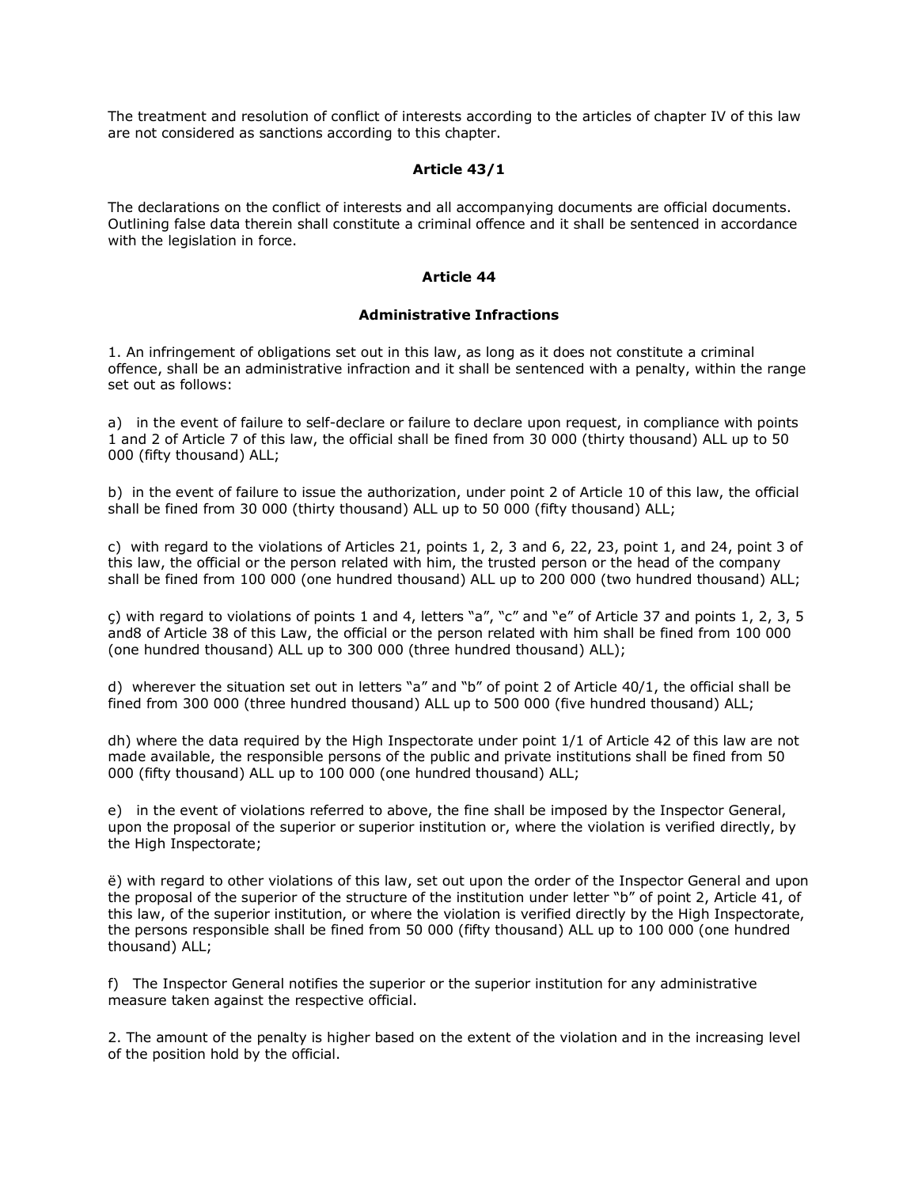The treatment and resolution of conflict of interests according to the articles of chapter IV of this law are not considered as sanctions according to this chapter.

### Article 43/1

The declarations on the conflict of interests and all accompanying documents are official documents. Outlining false data therein shall constitute a criminal offence and it shall be sentenced in accordance with the legislation in force.

### Article 44

### Administrative Infractions

1. An infringement of obligations set out in this law, as long as it does not constitute a criminal offence, shall be an administrative infraction and it shall be sentenced with a penalty, within the range set out as follows:

a) in the event of failure to self-declare or failure to declare upon request, in compliance with points 1 and 2 of Article 7 of this law, the official shall be fined from 30 000 (thirty thousand) ALL up to 50 000 (fifty thousand) ALL;

b) in the event of failure to issue the authorization, under point 2 of Article 10 of this law, the official shall be fined from 30 000 (thirty thousand) ALL up to 50 000 (fifty thousand) ALL;

c) with regard to the violations of Articles 21, points 1, 2, 3 and 6, 22, 23, point 1, and 24, point 3 of this law, the official or the person related with him, the trusted person or the head of the company shall be fined from 100 000 (one hundred thousand) ALL up to 200 000 (two hundred thousand) ALL;

ç) with regard to violations of points 1 and 4, letters "a", "c" and "e" of Article 37 and points 1, 2, 3, 5 and8 of Article 38 of this Law, the official or the person related with him shall be fined from 100 000 (one hundred thousand) ALL up to 300 000 (three hundred thousand) ALL);

d) wherever the situation set out in letters "a" and "b" of point 2 of Article 40/1, the official shall be fined from 300 000 (three hundred thousand) ALL up to 500 000 (five hundred thousand) ALL;

dh) where the data required by the High Inspectorate under point 1/1 of Article 42 of this law are not made available, the responsible persons of the public and private institutions shall be fined from 50 000 (fifty thousand) ALL up to 100 000 (one hundred thousand) ALL;

e) in the event of violations referred to above, the fine shall be imposed by the Inspector General, upon the proposal of the superior or superior institution or, where the violation is verified directly, by the High Inspectorate;

ë) with regard to other violations of this law, set out upon the order of the Inspector General and upon the proposal of the superior of the structure of the institution under letter "b" of point 2, Article 41, of this law, of the superior institution, or where the violation is verified directly by the High Inspectorate, the persons responsible shall be fined from 50 000 (fifty thousand) ALL up to 100 000 (one hundred thousand) ALL;

f) The Inspector General notifies the superior or the superior institution for any administrative measure taken against the respective official.

2. The amount of the penalty is higher based on the extent of the violation and in the increasing level of the position hold by the official.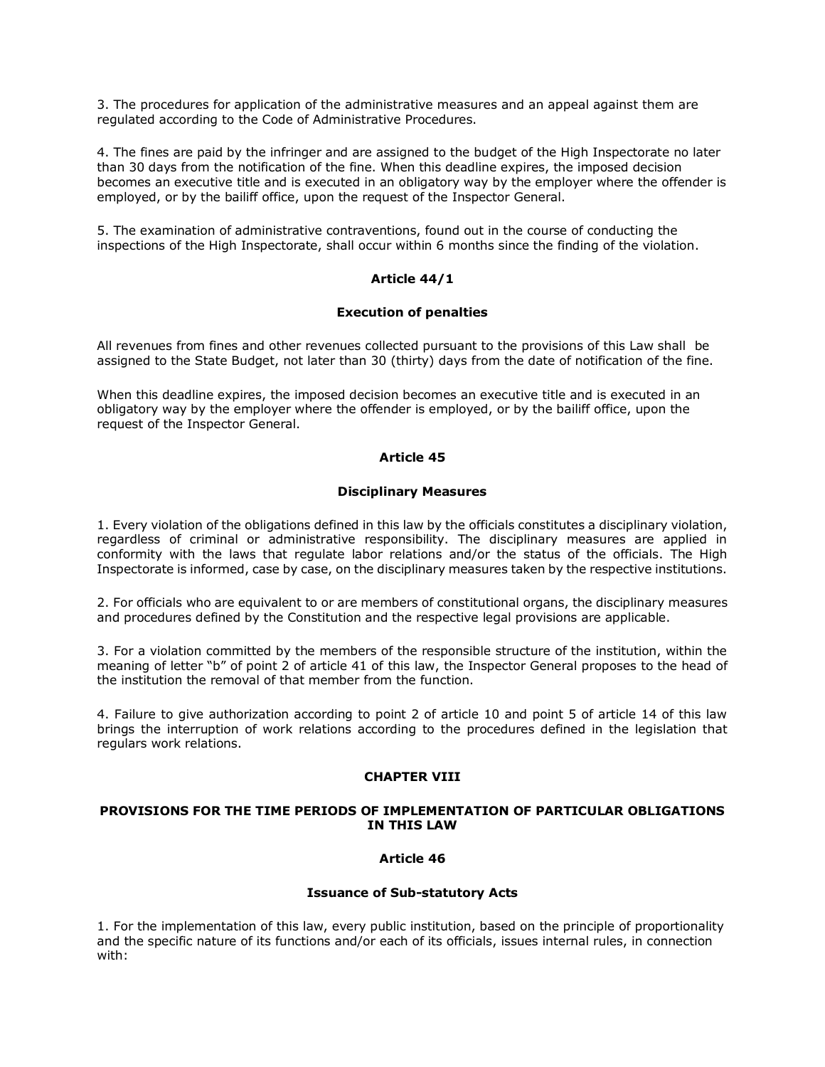3. The procedures for application of the administrative measures and an appeal against them are regulated according to the Code of Administrative Procedures.

4. The fines are paid by the infringer and are assigned to the budget of the High Inspectorate no later than 30 days from the notification of the fine. When this deadline expires, the imposed decision becomes an executive title and is executed in an obligatory way by the employer where the offender is employed, or by the bailiff office, upon the request of the Inspector General.

5. The examination of administrative contraventions, found out in the course of conducting the inspections of the High Inspectorate, shall occur within 6 months since the finding of the violation.

### Article 44/1

### Execution of penalties

All revenues from fines and other revenues collected pursuant to the provisions of this Law shall be assigned to the State Budget, not later than 30 (thirty) days from the date of notification of the fine.

When this deadline expires, the imposed decision becomes an executive title and is executed in an obligatory way by the employer where the offender is employed, or by the bailiff office, upon the request of the Inspector General.

### Article 45

### Disciplinary Measures

1. Every violation of the obligations defined in this law by the officials constitutes a disciplinary violation, regardless of criminal or administrative responsibility. The disciplinary measures are applied in conformity with the laws that regulate labor relations and/or the status of the officials. The High Inspectorate is informed, case by case, on the disciplinary measures taken by the respective institutions.

2. For officials who are equivalent to or are members of constitutional organs, the disciplinary measures and procedures defined by the Constitution and the respective legal provisions are applicable.

3. For a violation committed by the members of the responsible structure of the institution, within the meaning of letter "b" of point 2 of article 41 of this law, the Inspector General proposes to the head of the institution the removal of that member from the function.

4. Failure to give authorization according to point 2 of article 10 and point 5 of article 14 of this law brings the interruption of work relations according to the procedures defined in the legislation that regulars work relations.

## CHAPTER VIII

## PROVISIONS FOR THE TIME PERIODS OF IMPLEMENTATION OF PARTICULAR OBLIGATIONS IN THIS LAW

### Article 46

### Issuance of Sub-statutory Acts

1. For the implementation of this law, every public institution, based on the principle of proportionality and the specific nature of its functions and/or each of its officials, issues internal rules, in connection with: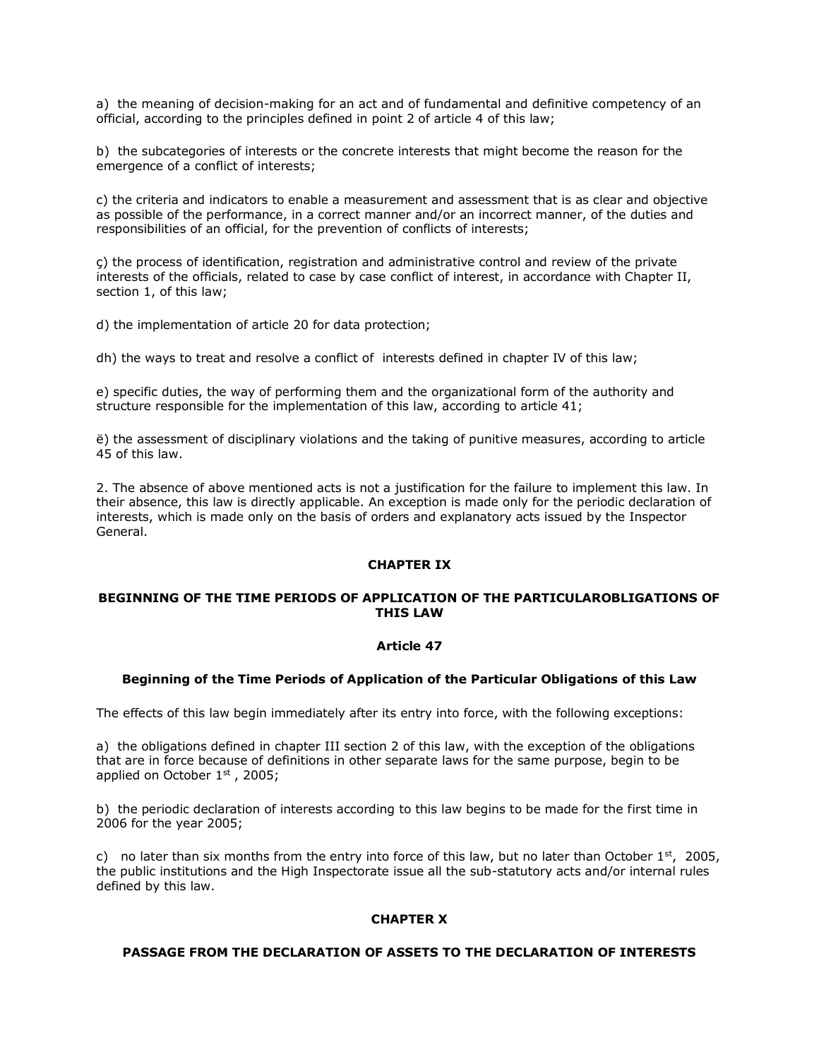a) the meaning of decision-making for an act and of fundamental and definitive competency of an official, according to the principles defined in point 2 of article 4 of this law;

b) the subcategories of interests or the concrete interests that might become the reason for the emergence of a conflict of interests;

c) the criteria and indicators to enable a measurement and assessment that is as clear and objective as possible of the performance, in a correct manner and/or an incorrect manner, of the duties and responsibilities of an official, for the prevention of conflicts of interests;

ç) the process of identification, registration and administrative control and review of the private interests of the officials, related to case by case conflict of interest, in accordance with Chapter II, section 1, of this law;

d) the implementation of article 20 for data protection;

dh) the ways to treat and resolve a conflict of interests defined in chapter IV of this law;

e) specific duties, the way of performing them and the organizational form of the authority and structure responsible for the implementation of this law, according to article 41;

ë) the assessment of disciplinary violations and the taking of punitive measures, according to article 45 of this law.

2. The absence of above mentioned acts is not a justification for the failure to implement this law. In their absence, this law is directly applicable. An exception is made only for the periodic declaration of interests, which is made only on the basis of orders and explanatory acts issued by the Inspector General.

## CHAPTER IX

## BEGINNING OF THE TIME PERIODS OF APPLICATION OF THE PARTICULAROBLIGATIONS OF THIS LAW

### Article 47

### Beginning of the Time Periods of Application of the Particular Obligations of this Law

The effects of this law begin immediately after its entry into force, with the following exceptions:

a) the obligations defined in chapter III section 2 of this law, with the exception of the obligations that are in force because of definitions in other separate laws for the same purpose, begin to be applied on October 1st , 2005;

b) the periodic declaration of interests according to this law begins to be made for the first time in 2006 for the year 2005;

c) no later than six months from the entry into force of this law, but no later than October 1st, 2005, the public institutions and the High Inspectorate issue all the sub-statutory acts and/or internal rules defined by this law.

## CHAPTER X

## PASSAGE FROM THE DECLARATION OF ASSETS TO THE DECLARATION OF INTERESTS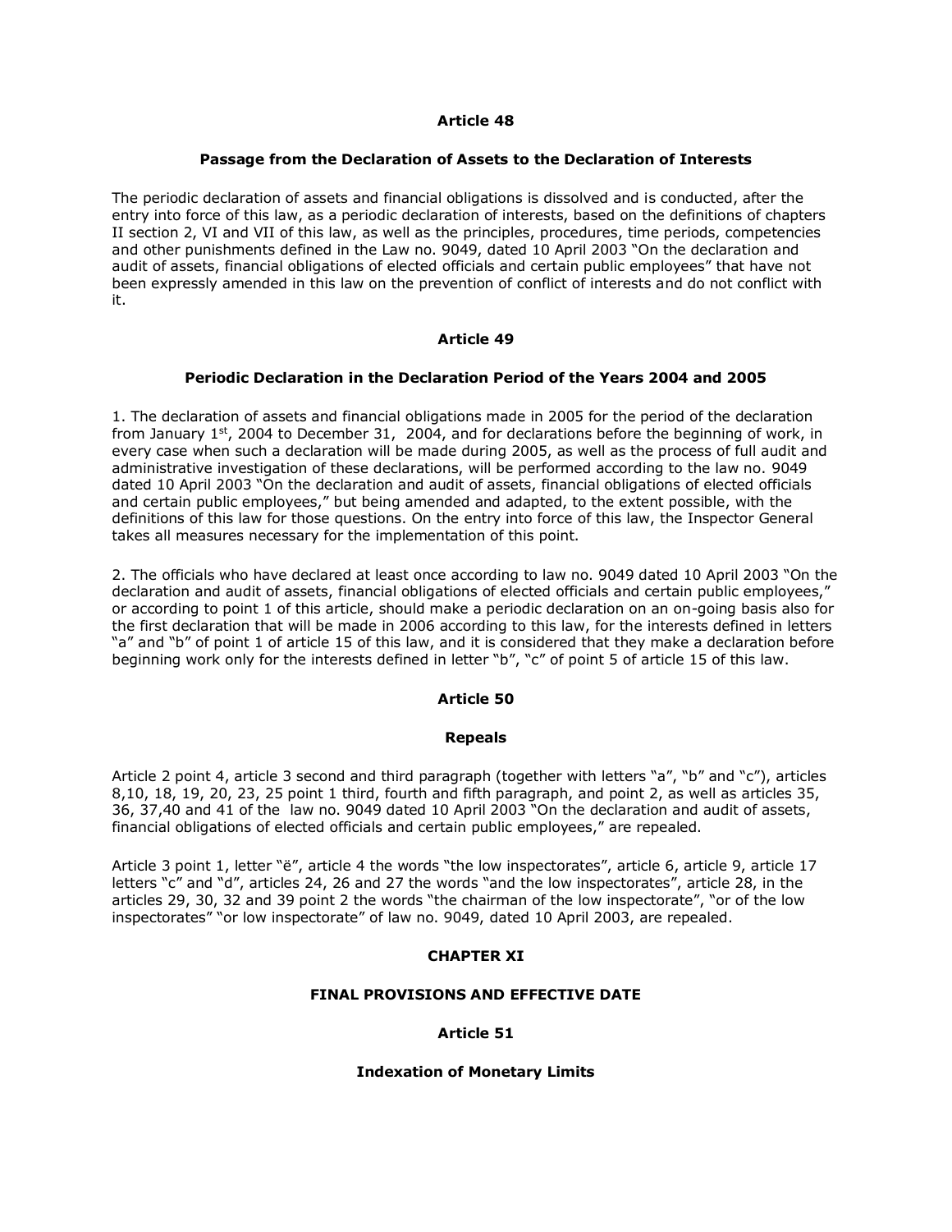### Article 48

#### Passage from the Declaration of Assets to the Declaration of Interests

The periodic declaration of assets and financial obligations is dissolved and is conducted, after the entry into force of this law, as a periodic declaration of interests, based on the definitions of chapters II section 2, VI and VII of this law, as well as the principles, procedures, time periods, competencies and other punishments defined in the Law no. 9049, dated 10 April 2003 "On the declaration and audit of assets, financial obligations of elected officials and certain public employees" that have not been expressly amended in this law on the prevention of conflict of interests and do not conflict with it.

### Article 49

#### Periodic Declaration in the Declaration Period of the Years 2004 and 2005

1. The declaration of assets and financial obligations made in 2005 for the period of the declaration from January 1st, 2004 to December 31, 2004, and for declarations before the beginning of work, in every case when such a declaration will be made during 2005, as well as the process of full audit and administrative investigation of these declarations, will be performed according to the law no. 9049 dated 10 April 2003 "On the declaration and audit of assets, financial obligations of elected officials and certain public employees," but being amended and adapted, to the extent possible, with the definitions of this law for those questions. On the entry into force of this law, the Inspector General takes all measures necessary for the implementation of this point.

2. The officials who have declared at least once according to law no. 9049 dated 10 April 2003 "On the declaration and audit of assets, financial obligations of elected officials and certain public employees," or according to point 1 of this article, should make a periodic declaration on an on-going basis also for the first declaration that will be made in 2006 according to this law, for the interests defined in letters "a" and "b" of point 1 of article 15 of this law, and it is considered that they make a declaration before beginning work only for the interests defined in letter "b", "c" of point 5 of article 15 of this law.

### Article 50

#### Repeals

Article 2 point 4, article 3 second and third paragraph (together with letters "a", "b" and "c"), articles 8,10, 18, 19, 20, 23, 25 point 1 third, fourth and fifth paragraph, and point 2, as well as articles 35, 36, 37,40 and 41 of the law no. 9049 dated 10 April 2003 "On the declaration and audit of assets, financial obligations of elected officials and certain public employees," are repealed.

Article 3 point 1, letter "ë", article 4 the words "the low inspectorates", article 6, article 9, article 17 letters "c" and "d", articles 24, 26 and 27 the words "and the low inspectorates", article 28, in the articles 29, 30, 32 and 39 point 2 the words "the chairman of the low inspectorate", "or of the low inspectorates" "or low inspectorate" of law no. 9049, dated 10 April 2003, are repealed.

## CHAPTER XI

## FINAL PROVISIONS AND EFFECTIVE DATE

### Article 51

#### Indexation of Monetary Limits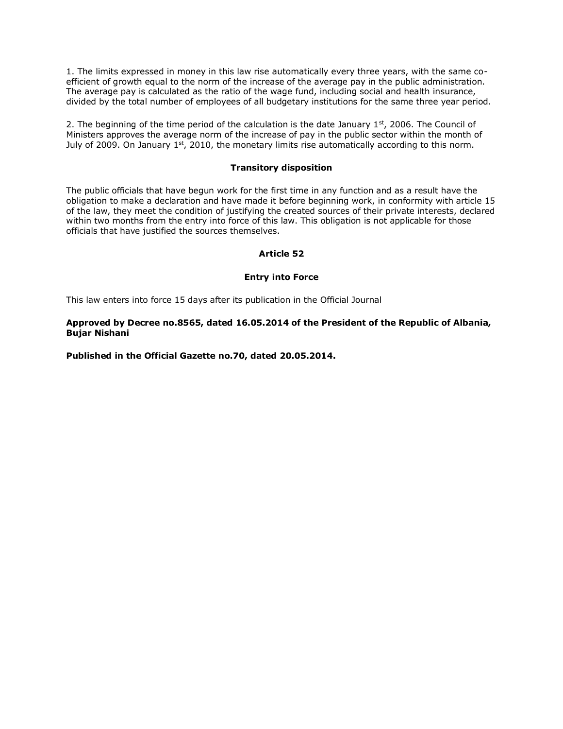1. The limits expressed in money in this law rise automatically every three years, with the same co-efficient of growth equal to the norm of the increase of the average pay in the public administration. The average pay is calculated as the ratio of the wage fund, including social and health insurance, divided by the total number of employees of all budgetary institutions for the same three year period.

2. The beginning of the time period of the calculation is the date January 1st, 2006. The Council of Ministers approves the average norm of the increase of pay in the public sector within the month of July of 2009. On January 1st, 2010, the monetary limits rise automatically according to this norm.

**Transitory disposition**

The public officials that have begun work for the first time in any function and as a result have the obligation to make a declaration and have made it before beginning work, in conformity with article 15 of the law, they meet the condition of justifying the created sources of their private interests, declared within two months from the entry into force of this law. This obligation is not applicable for those officials that have justified the sources themselves.

**Article 52**

**Entry into Force**

This law enters into force 15 days after its publication in the Official Journal

**Approved by Decree no.8565, dated 16.05.2014 of the President of the Republic of Albania, Bujar Nishani**

**Published in the Official Gazette no.70, dated 20.05.2014.**